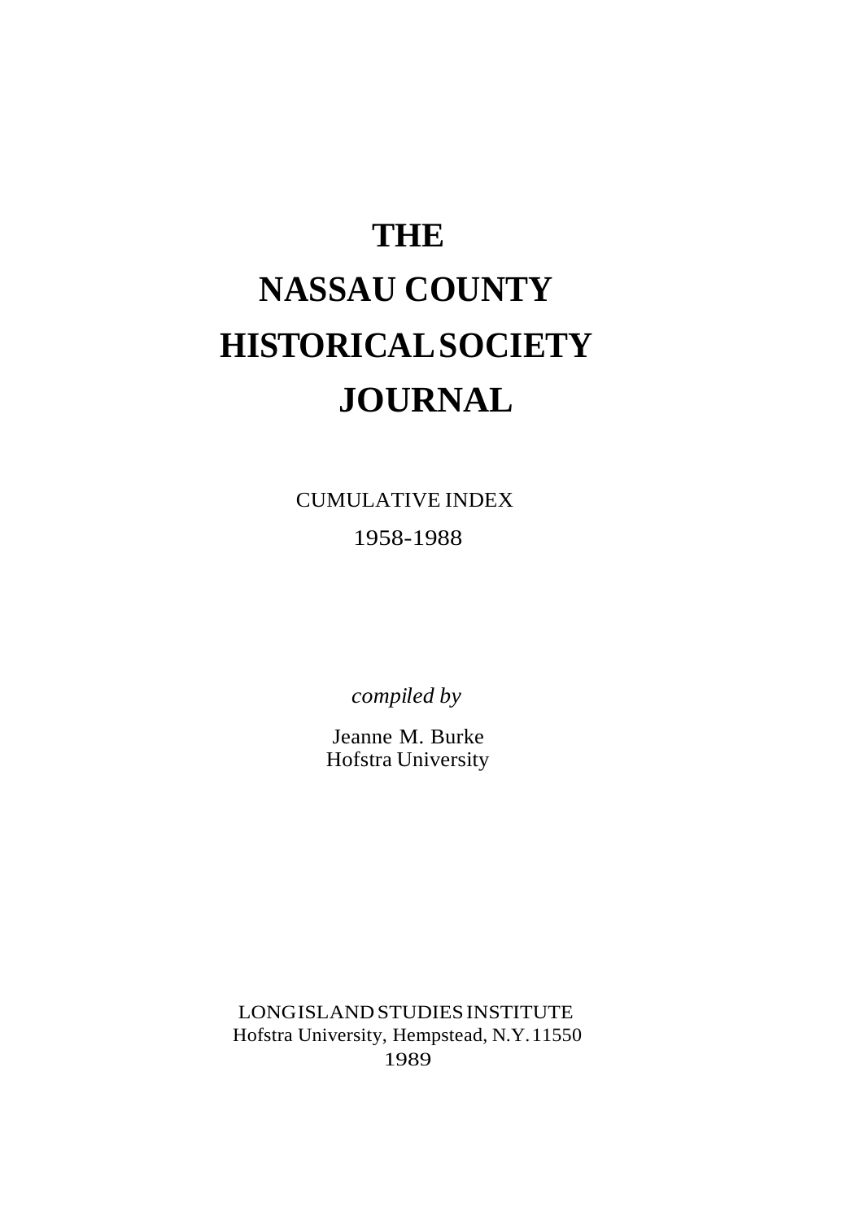# THE NASSAU COUNTY HISTORICAL SOCIETY JOURNAL

CUMULATIVE INDEX

1958-1988

*compiled by*

Jeanne M. Burke
Hofstra University

LONG ISLAND STUDIES INSTITUTE
Hofstra University, Hempstead, N.Y. 11550
1989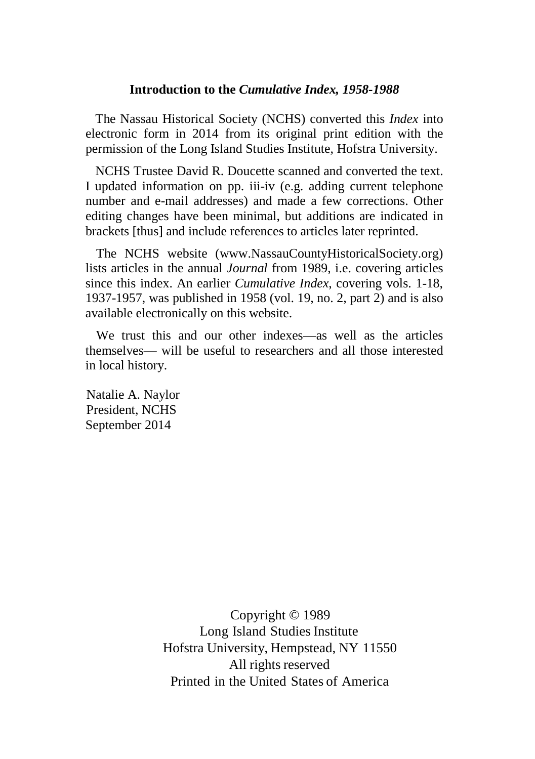## Introduction to the *Cumulative Index, 1958-1988*

The Nassau Historical Society (NCHS) converted this *Index* into electronic form in 2014 from its original print edition with the permission of the Long Island Studies Institute, Hofstra University.

NCHS Trustee David R. Doucette scanned and converted the text. I updated information on pp. iii-iv (e.g. adding current telephone number and e-mail addresses) and made a few corrections. Other editing changes have been minimal, but additions are indicated in brackets [thus] and include references to articles later reprinted.

The NCHS website (www.NassauCountyHistoricalSociety.org) lists articles in the annual *Journal* from 1989, i.e. covering articles since this index. An earlier *Cumulative Index*, covering vols. 1-18, 1937-1957, was published in 1958 (vol. 19, no. 2, part 2) and is also available electronically on this website.

We trust this and our other indexes—as well as the articles themselves— will be useful to researchers and all those interested in local history.

Natalie A. Naylor
President, NCHS
September 2014

Copyright © 1989
Long Island Studies Institute
Hofstra University, Hempstead, NY 11550
All rights reserved
Printed in the United States of America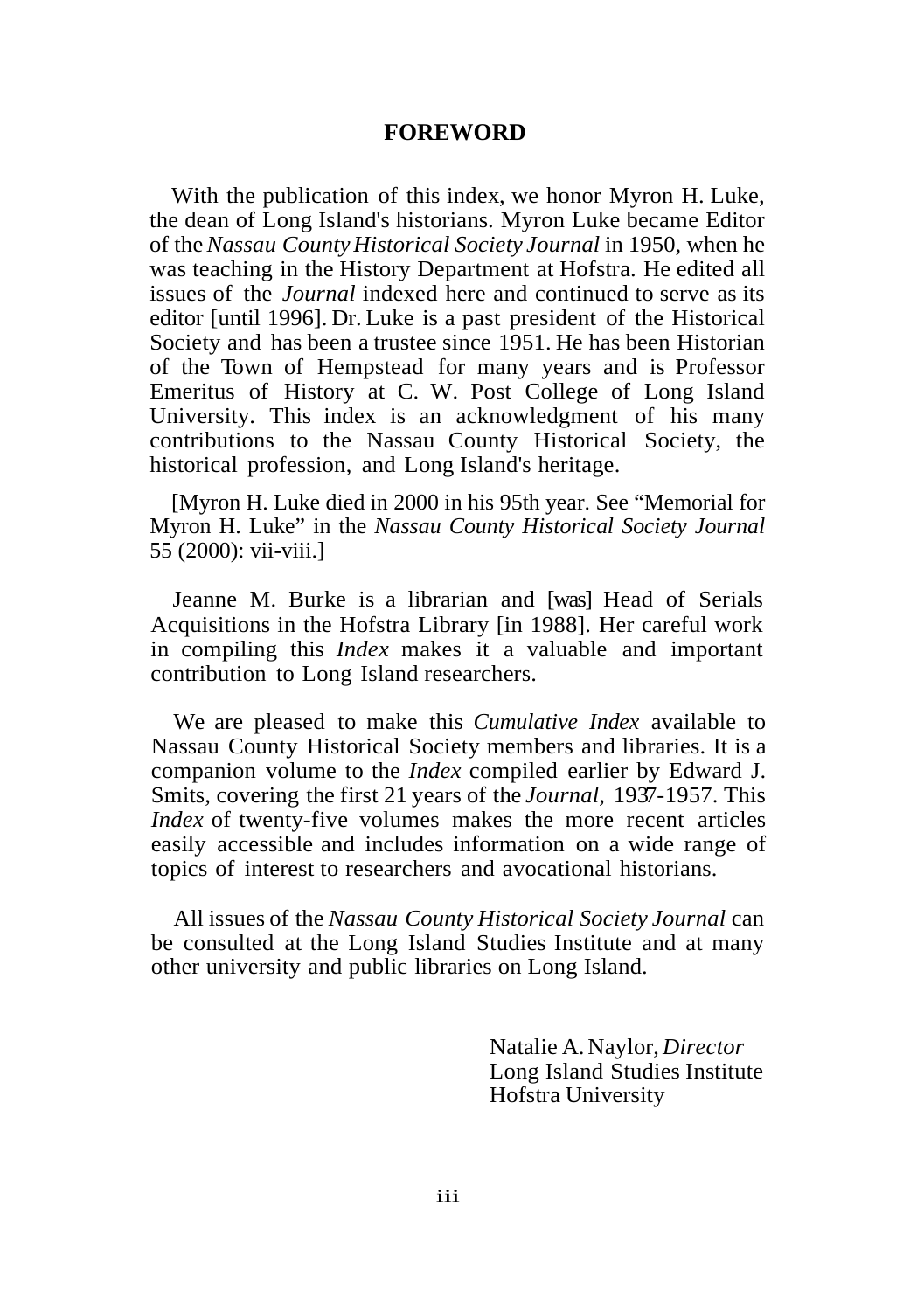# FOREWORD

With the publication of this index, we honor Myron H. Luke, the dean of Long Island's historians. Myron Luke became Editor of the *Nassau County Historical Society Journal* in 1950, when he was teaching in the History Department at Hofstra. He edited all issues of the *Journal* indexed here and continued to serve as its editor [until 1996]. Dr. Luke is a past president of the Historical Society and has been a trustee since 1951. He has been Historian of the Town of Hempstead for many years and is Professor Emeritus of History at C. W. Post College of Long Island University. This index is an acknowledgment of his many contributions to the Nassau County Historical Society, the historical profession, and Long Island's heritage.

[Myron H. Luke died in 2000 in his 95th year. See "Memorial for Myron H. Luke" in the *Nassau County Historical Society Journal* 55 (2000): vii-viii.]

Jeanne M. Burke is a librarian and [was] Head of Serials Acquisitions in the Hofstra Library [in 1988]. Her careful work in compiling this *Index* makes it a valuable and important contribution to Long Island researchers.

We are pleased to make this *Cumulative Index* available to Nassau County Historical Society members and libraries. It is a companion volume to the *Index* compiled earlier by Edward J. Smits, covering the first 21 years of the *Journal,* 1937-1957. This *Index* of twenty-five volumes makes the more recent articles easily accessible and includes information on a wide range of topics of interest to researchers and avocational historians.

All issues of the *Nassau County Historical Society Journal* can be consulted at the Long Island Studies Institute and at many other university and public libraries on Long Island.

Natalie A. Naylor, *Director*
Long Island Studies Institute
Hofstra University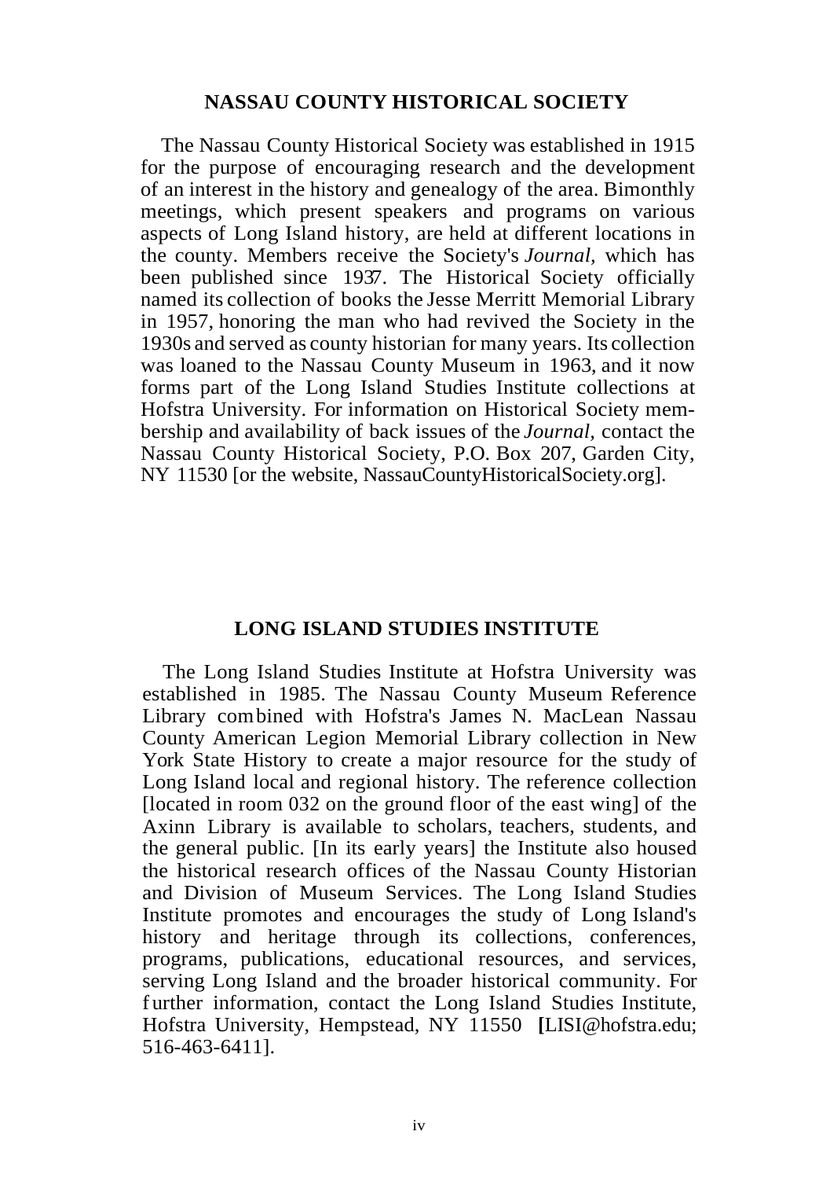## NASSAU COUNTY HISTORICAL SOCIETY

The Nassau County Historical Society was established in 1915 for the purpose of encouraging research and the development of an interest in the history and genealogy of the area. Bimonthly meetings, which present speakers and programs on various aspects of Long Island history, are held at different locations in the county. Members receive the Society's *Journal,* which has been published since 1937. The Historical Society officially named its collection of books the Jesse Merritt Memorial Library in 1957, honoring the man who had revived the Society in the 1930s and served as county historian for many years. Its collection was loaned to the Nassau County Museum in 1963, and it now forms part of the Long Island Studies Institute collections at Hofstra University. For information on Historical Society membership and availability of back issues of the *Journal,* contact the Nassau County Historical Society, P.O. Box 207, Garden City, NY 11530 [or the website, NassauCountyHistoricalSociety.org].

## LONG ISLAND STUDIES INSTITUTE

The Long Island Studies Institute at Hofstra University was established in 1985. The Nassau County Museum Reference Library combined with Hofstra's James N. MacLean Nassau County American Legion Memorial Library collection in New York State History to create a major resource for the study of Long Island local and regional history. The reference collection [located in room 032 on the ground floor of the east wing] of the Axinn Library is available to scholars, teachers, students, and the general public. [In its early years] the Institute also housed the historical research offices of the Nassau County Historian and Division of Museum Services. The Long Island Studies Institute promotes and encourages the study of Long Island's history and heritage through its collections, conferences, programs, publications, educational resources, and services, serving Long Island and the broader historical community. For further information, contact the Long Island Studies Institute, Hofstra University, Hempstead, NY 11550 [LISI@hofstra.edu; 516-463-6411].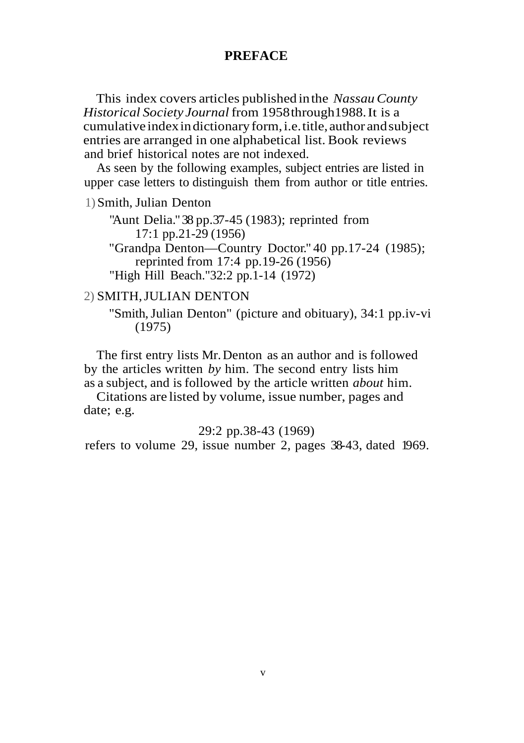# PREFACE

This index covers articles published in the *Nassau County Historical Society Journal* from 1958 through 1988. It is a cumulative index in dictionary form, i.e. title, author and subject entries are arranged in one alphabetical list. Book reviews and brief historical notes are not indexed.

As seen by the following examples, subject entries are listed in upper case letters to distinguish them from author or title entries.

1) Smith, Julian Denton

"Aunt Delia." 38 pp.37-45 (1983); reprinted from 17:1 pp.21-29 (1956)
"Grandpa Denton—Country Doctor." 40 pp.17-24 (1985); reprinted from 17:4 pp.19-26 (1956)
"High Hill Beach." 32:2 pp.1-14 (1972)

2) SMITH, JULIAN DENTON

"Smith, Julian Denton" (picture and obituary), 34:1 pp.iv-vi (1975)

The first entry lists Mr. Denton as an author and is followed by the articles written *by* him. The second entry lists him as a subject, and is followed by the article written *about* him.

Citations are listed by volume, issue number, pages and date; e.g.

29:2 pp.38-43 (1969)

refers to volume 29, issue number 2, pages 38-43, dated 1969.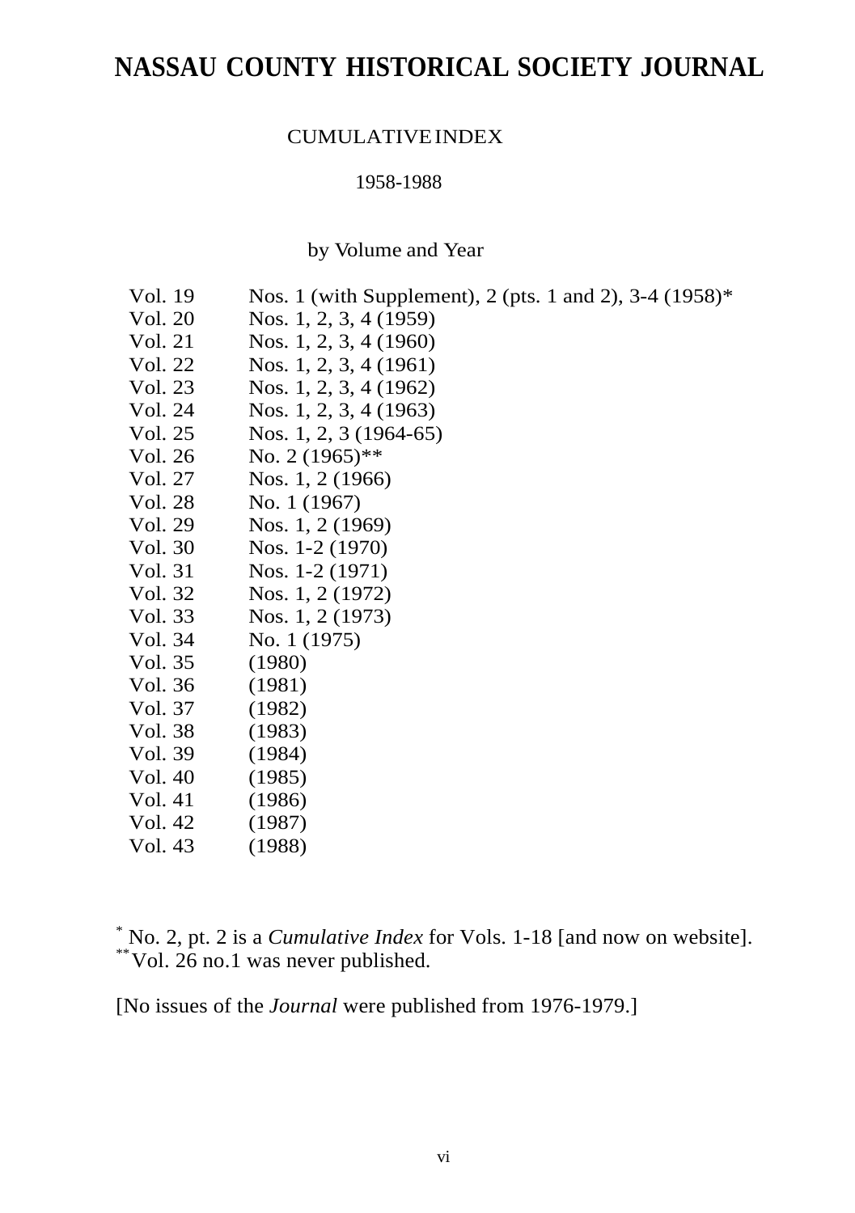# NASSAU COUNTY HISTORICAL SOCIETY JOURNAL

CUMULATIVE INDEX

1958-1988

by Volume and Year

| | |
|---|---|
| Vol. 19 | Nos. 1 (with Supplement), 2 (pts. 1 and 2), 3-4 (1958)* |
| Vol. 20 | Nos. 1, 2, 3, 4 (1959) |
| Vol. 21 | Nos. 1, 2, 3, 4 (1960) |
| Vol. 22 | Nos. 1, 2, 3, 4 (1961) |
| Vol. 23 | Nos. 1, 2, 3, 4 (1962) |
| Vol. 24 | Nos. 1, 2, 3, 4 (1963) |
| Vol. 25 | Nos. 1, 2, 3 (1964-65) |
| Vol. 26 | No. 2 (1965)** |
| Vol. 27 | Nos. 1, 2 (1966) |
| Vol. 28 | No. 1 (1967) |
| Vol. 29 | Nos. 1, 2 (1969) |
| Vol. 30 | Nos. 1-2 (1970) |
| Vol. 31 | Nos. 1-2 (1971) |
| Vol. 32 | Nos. 1, 2 (1972) |
| Vol. 33 | Nos. 1, 2 (1973) |
| Vol. 34 | No. 1 (1975) |
| Vol. 35 | (1980) |
| Vol. 36 | (1981) |
| Vol. 37 | (1982) |
| Vol. 38 | (1983) |
| Vol. 39 | (1984) |
| Vol. 40 | (1985) |
| Vol. 41 | (1986) |
| Vol. 42 | (1987) |
| Vol. 43 | (1988) |

[*] No. 2, pt. 2 is a *Cumulative Index* for Vols. 1-18 [and now on website].
[**] Vol. 26 no.1 was never published.

[No issues of the *Journal* were published from 1976-1979.]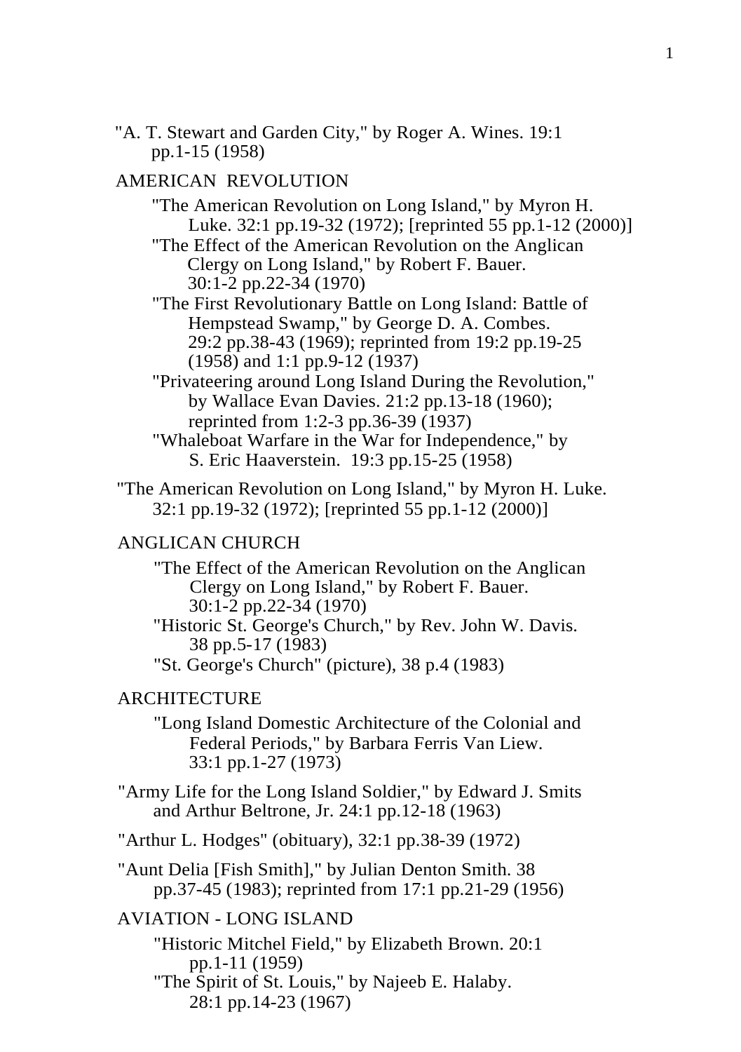"A. T. Stewart and Garden City," by Roger A. Wines. 19:1 pp.1-15 (1958)

AMERICAN REVOLUTION

- "The American Revolution on Long Island," by Myron H. Luke. 32:1 pp.19-32 (1972); [reprinted 55 pp.1-12 (2000)]
- "The Effect of the American Revolution on the Anglican Clergy on Long Island," by Robert F. Bauer. 30:1-2 pp.22-34 (1970)
- "The First Revolutionary Battle on Long Island: Battle of Hempstead Swamp," by George D. A. Combes. 29:2 pp.38-43 (1969); reprinted from 19:2 pp.19-25 (1958) and 1:1 pp.9-12 (1937)
- "Privateering around Long Island During the Revolution," by Wallace Evan Davies. 21:2 pp.13-18 (1960); reprinted from 1:2-3 pp.36-39 (1937)
- "Whaleboat Warfare in the War for Independence," by S. Eric Haaverstein. 19:3 pp.15-25 (1958)

"The American Revolution on Long Island," by Myron H. Luke. 32:1 pp.19-32 (1972); [reprinted 55 pp.1-12 (2000)]

ANGLICAN CHURCH

- "The Effect of the American Revolution on the Anglican Clergy on Long Island," by Robert F. Bauer. 30:1-2 pp.22-34 (1970)
- "Historic St. George's Church," by Rev. John W. Davis. 38 pp.5-17 (1983)
- "St. George's Church" (picture), 38 p.4 (1983)

ARCHITECTURE

- "Long Island Domestic Architecture of the Colonial and Federal Periods," by Barbara Ferris Van Liew. 33:1 pp.1-27 (1973)

"Army Life for the Long Island Soldier," by Edward J. Smits and Arthur Beltrone, Jr. 24:1 pp.12-18 (1963)

"Arthur L. Hodges" (obituary), 32:1 pp.38-39 (1972)

"Aunt Delia [Fish Smith]," by Julian Denton Smith. 38 pp.37-45 (1983); reprinted from 17:1 pp.21-29 (1956)

AVIATION - LONG ISLAND

- "Historic Mitchel Field," by Elizabeth Brown. 20:1 pp.1-11 (1959)
- "The Spirit of St. Louis," by Najeeb E. Halaby. 28:1 pp.14-23 (1967)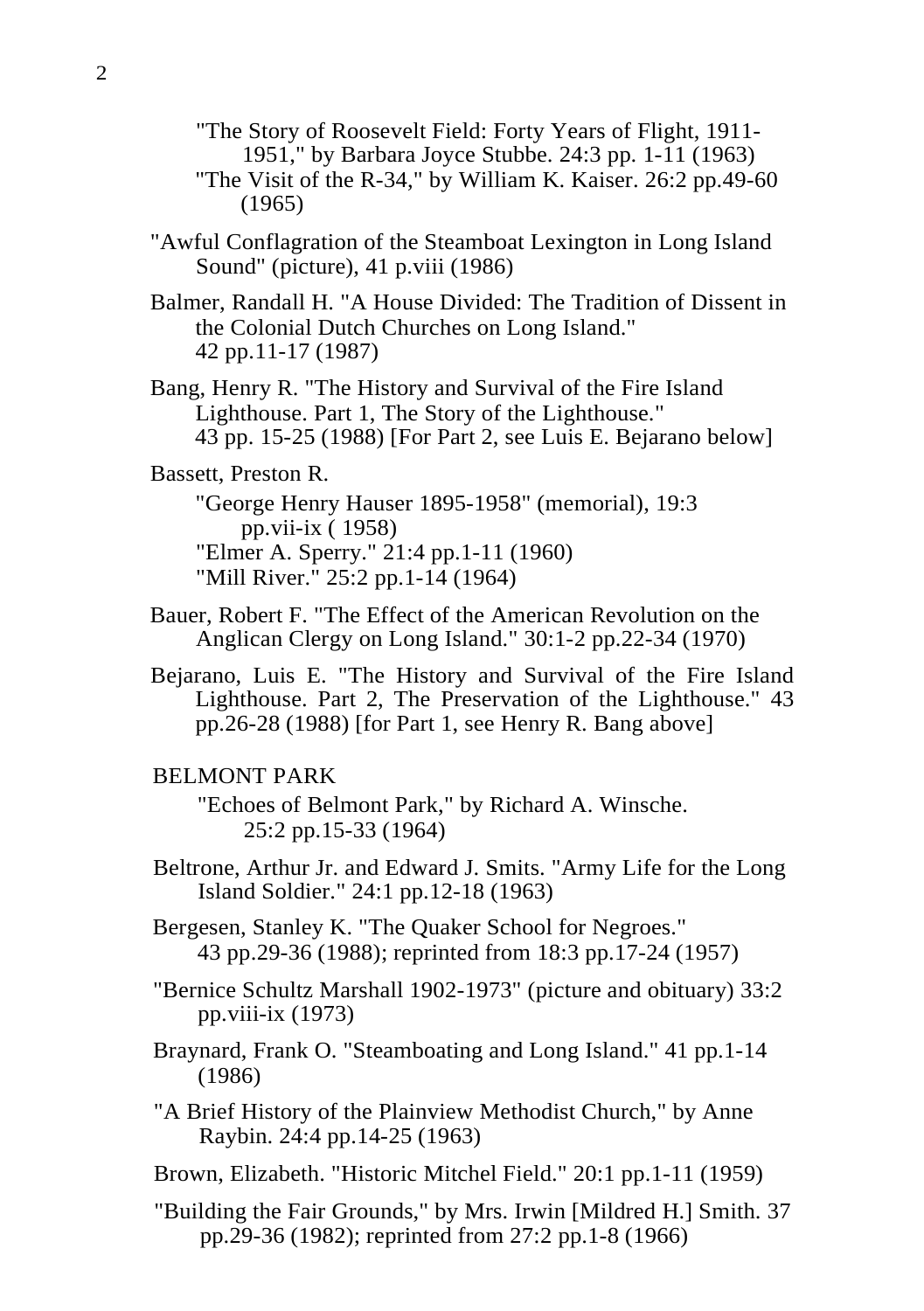"The Story of Roosevelt Field: Forty Years of Flight, 1911-1951," by Barbara Joyce Stubbe. 24:3 pp. 1-11 (1963)

"The Visit of the R-34," by William K. Kaiser. 26:2 pp.49-60 (1965)

"Awful Conflagration of the Steamboat Lexington in Long Island Sound" (picture), 41 p.viii (1986)

Balmer, Randall H. "A House Divided: The Tradition of Dissent in the Colonial Dutch Churches on Long Island." 42 pp.11-17 (1987)

Bang, Henry R. "The History and Survival of the Fire Island Lighthouse. Part 1, The Story of the Lighthouse." 43 pp. 15-25 (1988) [For Part 2, see Luis E. Bejarano below]

Bassett, Preston R.

"George Henry Hauser 1895-1958" (memorial), 19:3 pp.vii-ix ( 1958)

"Elmer A. Sperry." 21:4 pp.1-11 (1960)

"Mill River." 25:2 pp.1-14 (1964)

Bauer, Robert F. "The Effect of the American Revolution on the Anglican Clergy on Long Island." 30:1-2 pp.22-34 (1970)

Bejarano, Luis E. "The History and Survival of the Fire Island Lighthouse. Part 2, The Preservation of the Lighthouse." 43 pp.26-28 (1988) [for Part 1, see Henry R. Bang above]

BELMONT PARK

"Echoes of Belmont Park," by Richard A. Winsche. 25:2 pp.15-33 (1964)

Beltrone, Arthur Jr. and Edward J. Smits. "Army Life for the Long Island Soldier." 24:1 pp.12-18 (1963)

Bergesen, Stanley K. "The Quaker School for Negroes." 43 pp.29-36 (1988); reprinted from 18:3 pp.17-24 (1957)

"Bernice Schultz Marshall 1902-1973" (picture and obituary) 33:2 pp.viii-ix (1973)

Braynard, Frank O. "Steamboating and Long Island." 41 pp.1-14 (1986)

"A Brief History of the Plainview Methodist Church," by Anne Raybin. 24:4 pp.14-25 (1963)

Brown, Elizabeth. "Historic Mitchel Field." 20:1 pp.1-11 (1959)

"Building the Fair Grounds," by Mrs. Irwin [Mildred H.] Smith. 37 pp.29-36 (1982); reprinted from 27:2 pp.1-8 (1966)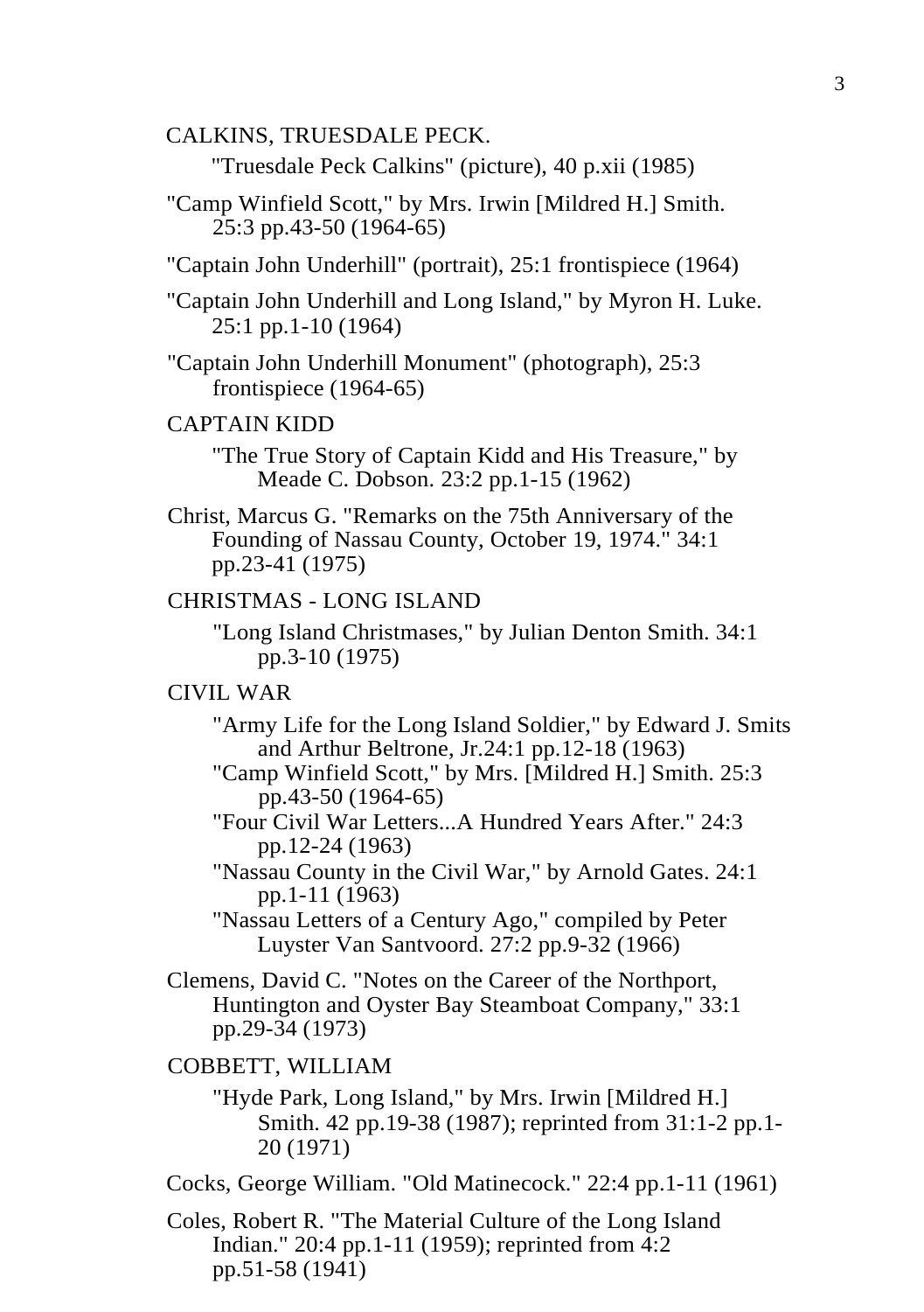CALKINS, TRUESDALE PECK.

"Truesdale Peck Calkins" (picture), 40 p.xii (1985)

"Camp Winfield Scott," by Mrs. Irwin [Mildred H.] Smith. 25:3 pp.43-50 (1964-65)

"Captain John Underhill" (portrait), 25:1 frontispiece (1964)

"Captain John Underhill and Long Island," by Myron H. Luke. 25:1 pp.1-10 (1964)

"Captain John Underhill Monument" (photograph), 25:3 frontispiece (1964-65)

CAPTAIN KIDD

"The True Story of Captain Kidd and His Treasure," by Meade C. Dobson. 23:2 pp.1-15 (1962)

Christ, Marcus G. "Remarks on the 75th Anniversary of the Founding of Nassau County, October 19, 1974." 34:1 pp.23-41 (1975)

CHRISTMAS - LONG ISLAND

"Long Island Christmases," by Julian Denton Smith. 34:1 pp.3-10 (1975)

CIVIL WAR

"Army Life for the Long Island Soldier," by Edward J. Smits and Arthur Beltrone, Jr.24:1 pp.12-18 (1963)
"Camp Winfield Scott," by Mrs. [Mildred H.] Smith. 25:3 pp.43-50 (1964-65)
"Four Civil War Letters...A Hundred Years After." 24:3 pp.12-24 (1963)
"Nassau County in the Civil War," by Arnold Gates. 24:1 pp.1-11 (1963)
"Nassau Letters of a Century Ago," compiled by Peter Luyster Van Santvoord. 27:2 pp.9-32 (1966)

Clemens, David C. "Notes on the Career of the Northport, Huntington and Oyster Bay Steamboat Company," 33:1 pp.29-34 (1973)

COBBETT, WILLIAM

"Hyde Park, Long Island," by Mrs. Irwin [Mildred H.] Smith. 42 pp.19-38 (1987); reprinted from 31:1-2 pp.1-20 (1971)

Cocks, George William. "Old Matinecock." 22:4 pp.1-11 (1961)

Coles, Robert R. "The Material Culture of the Long Island Indian." 20:4 pp.1-11 (1959); reprinted from 4:2 pp.51-58 (1941)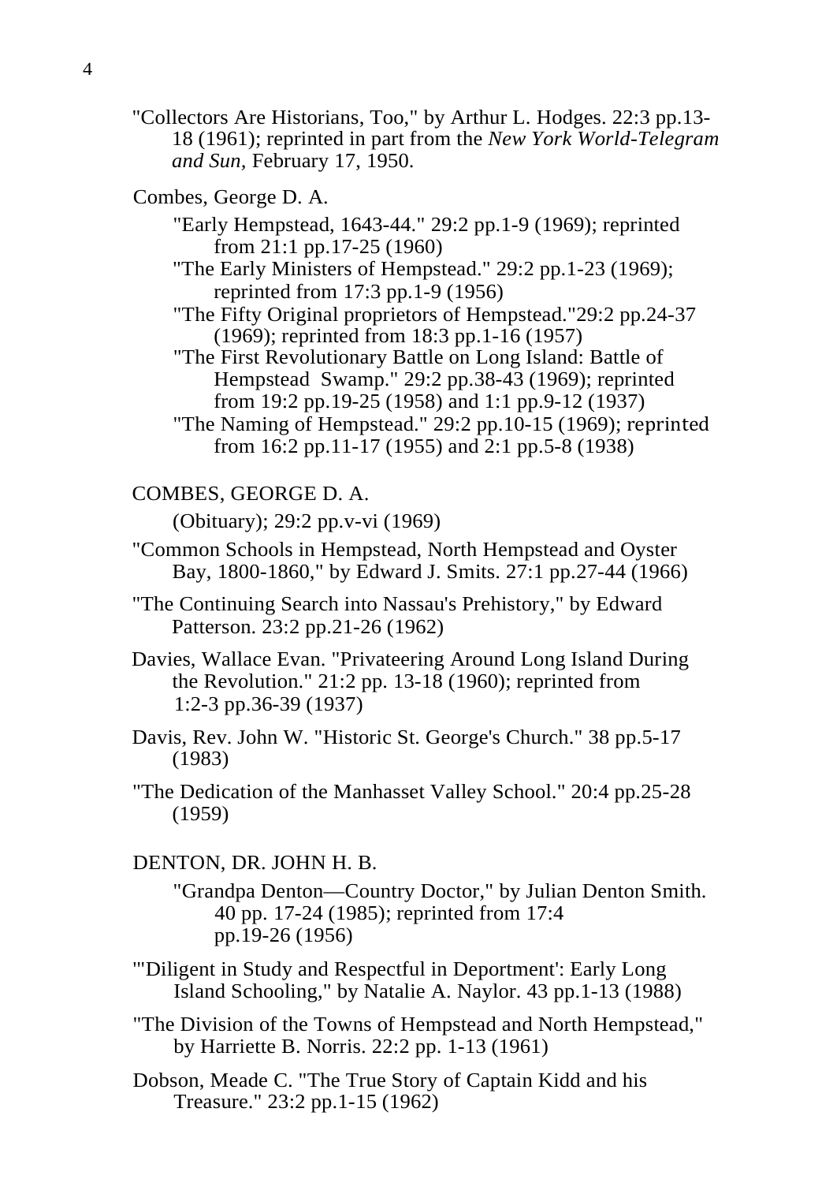"Collectors Are Historians, Too," by Arthur L. Hodges. 22:3 pp.13-18 (1961); reprinted in part from the *New York World-Telegram and Sun*, February 17, 1950.

Combes, George D. A.

"Early Hempstead, 1643-44." 29:2 pp.1-9 (1969); reprinted from 21:1 pp.17-25 (1960)

"The Early Ministers of Hempstead." 29:2 pp.1-23 (1969); reprinted from 17:3 pp.1-9 (1956)

"The Fifty Original proprietors of Hempstead."29:2 pp.24-37 (1969); reprinted from 18:3 pp.1-16 (1957)

"The First Revolutionary Battle on Long Island: Battle of Hempstead Swamp." 29:2 pp.38-43 (1969); reprinted from 19:2 pp.19-25 (1958) and 1:1 pp.9-12 (1937)

"The Naming of Hempstead." 29:2 pp.10-15 (1969); reprinted from 16:2 pp.11-17 (1955) and 2:1 pp.5-8 (1938)

COMBES, GEORGE D. A.

(Obituary); 29:2 pp.v-vi (1969)

"Common Schools in Hempstead, North Hempstead and Oyster Bay, 1800-1860," by Edward J. Smits. 27:1 pp.27-44 (1966)

"The Continuing Search into Nassau's Prehistory," by Edward Patterson. 23:2 pp.21-26 (1962)

Davies, Wallace Evan. "Privateering Around Long Island During the Revolution." 21:2 pp. 13-18 (1960); reprinted from 1:2-3 pp.36-39 (1937)

Davis, Rev. John W. "Historic St. George's Church." 38 pp.5-17 (1983)

"The Dedication of the Manhasset Valley School." 20:4 pp.25-28 (1959)

DENTON, DR. JOHN H. B.

"Grandpa Denton—Country Doctor," by Julian Denton Smith. 40 pp. 17-24 (1985); reprinted from 17:4 pp.19-26 (1956)

"'Diligent in Study and Respectful in Deportment': Early Long Island Schooling," by Natalie A. Naylor. 43 pp.1-13 (1988)

"The Division of the Towns of Hempstead and North Hempstead," by Harriette B. Norris. 22:2 pp. 1-13 (1961)

Dobson, Meade C. "The True Story of Captain Kidd and his Treasure." 23:2 pp.1-15 (1962)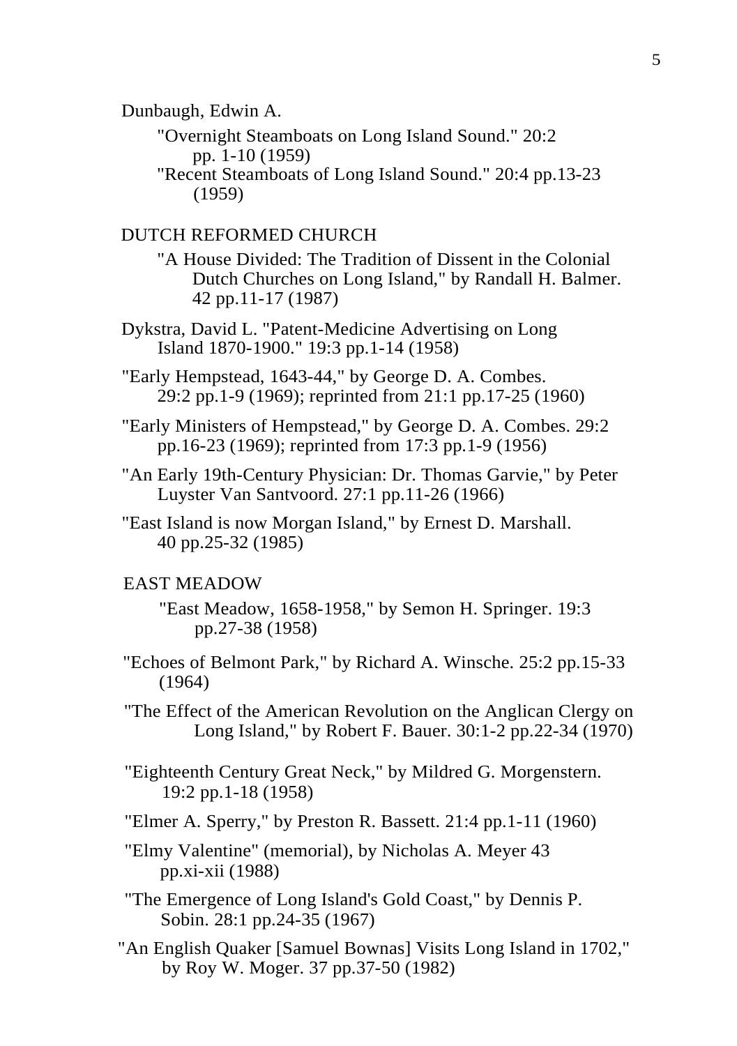Dunbaugh, Edwin A.

"Overnight Steamboats on Long Island Sound." 20:2 pp. 1-10 (1959)

"Recent Steamboats of Long Island Sound." 20:4 pp.13-23 (1959)

DUTCH REFORMED CHURCH

"A House Divided: The Tradition of Dissent in the Colonial Dutch Churches on Long Island," by Randall H. Balmer. 42 pp.11-17 (1987)

Dykstra, David L. "Patent-Medicine Advertising on Long Island 1870-1900." 19:3 pp.1-14 (1958)

"Early Hempstead, 1643-44," by George D. A. Combes. 29:2 pp.1-9 (1969); reprinted from 21:1 pp.17-25 (1960)

"Early Ministers of Hempstead," by George D. A. Combes. 29:2 pp.16-23 (1969); reprinted from 17:3 pp.1-9 (1956)

"An Early 19th-Century Physician: Dr. Thomas Garvie," by Peter Luyster Van Santvoord. 27:1 pp.11-26 (1966)

"East Island is now Morgan Island," by Ernest D. Marshall. 40 pp.25-32 (1985)

EAST MEADOW

"East Meadow, 1658-1958," by Semon H. Springer. 19:3 pp.27-38 (1958)

"Echoes of Belmont Park," by Richard A. Winsche. 25:2 pp.15-33 (1964)

"The Effect of the American Revolution on the Anglican Clergy on Long Island," by Robert F. Bauer. 30:1-2 pp.22-34 (1970)

"Eighteenth Century Great Neck," by Mildred G. Morgenstern. 19:2 pp.1-18 (1958)

"Elmer A. Sperry," by Preston R. Bassett. 21:4 pp.1-11 (1960)

"Elmy Valentine" (memorial), by Nicholas A. Meyer 43 pp.xi-xii (1988)

"The Emergence of Long Island's Gold Coast," by Dennis P. Sobin. 28:1 pp.24-35 (1967)

"An English Quaker [Samuel Bownas] Visits Long Island in 1702," by Roy W. Moger. 37 pp.37-50 (1982)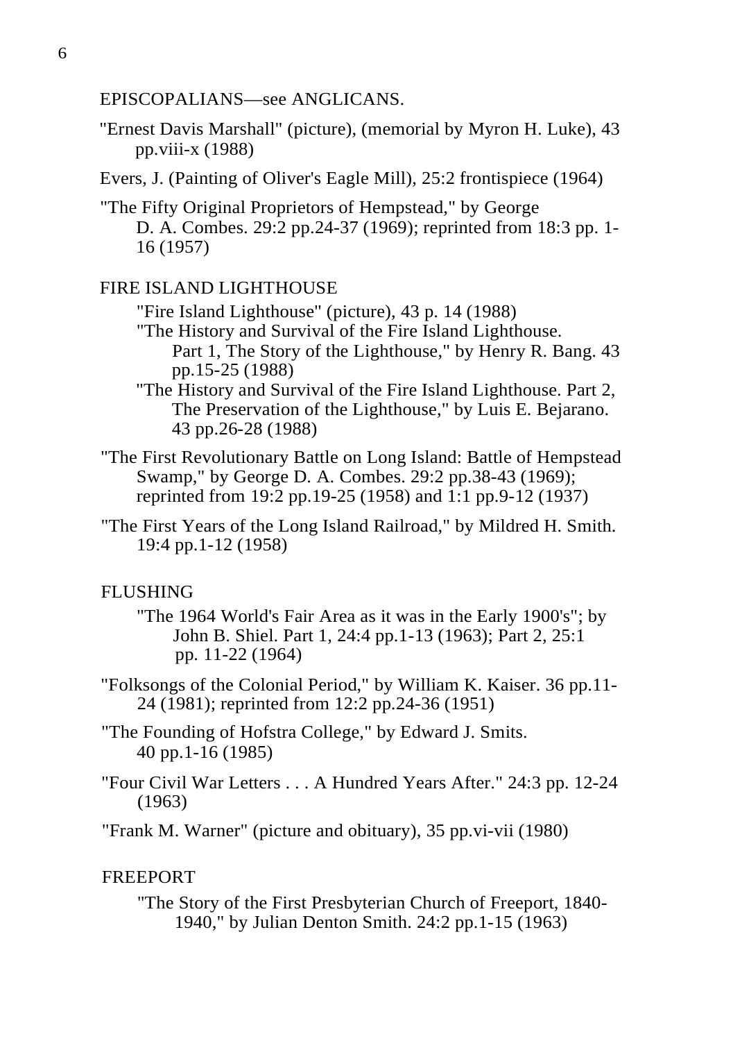EPISCOPALIANS—see ANGLICANS.

"Ernest Davis Marshall" (picture), (memorial by Myron H. Luke), 43 pp.viii-x (1988)

Evers, J. (Painting of Oliver's Eagle Mill), 25:2 frontispiece (1964)

"The Fifty Original Proprietors of Hempstead," by George D. A. Combes. 29:2 pp.24-37 (1969); reprinted from 18:3 pp. 1-16 (1957)

FIRE ISLAND LIGHTHOUSE

- "Fire Island Lighthouse" (picture), 43 p. 14 (1988)
- "The History and Survival of the Fire Island Lighthouse. Part 1, The Story of the Lighthouse," by Henry R. Bang. 43 pp.15-25 (1988)
- "The History and Survival of the Fire Island Lighthouse. Part 2, The Preservation of the Lighthouse," by Luis E. Bejarano. 43 pp.26-28 (1988)

"The First Revolutionary Battle on Long Island: Battle of Hempstead Swamp," by George D. A. Combes. 29:2 pp.38-43 (1969); reprinted from 19:2 pp.19-25 (1958) and 1:1 pp.9-12 (1937)

"The First Years of the Long Island Railroad," by Mildred H. Smith. 19:4 pp.1-12 (1958)

FLUSHING

- "The 1964 World's Fair Area as it was in the Early 1900's"; by John B. Shiel. Part 1, 24:4 pp.1-13 (1963); Part 2, 25:1 pp. 11-22 (1964)

"Folksongs of the Colonial Period," by William K. Kaiser. 36 pp.11-24 (1981); reprinted from 12:2 pp.24-36 (1951)

"The Founding of Hofstra College," by Edward J. Smits. 40 pp.1-16 (1985)

"Four Civil War Letters . . . A Hundred Years After." 24:3 pp. 12-24 (1963)

"Frank M. Warner" (picture and obituary), 35 pp.vi-vii (1980)

FREEPORT

- "The Story of the First Presbyterian Church of Freeport, 1840-1940," by Julian Denton Smith. 24:2 pp.1-15 (1963)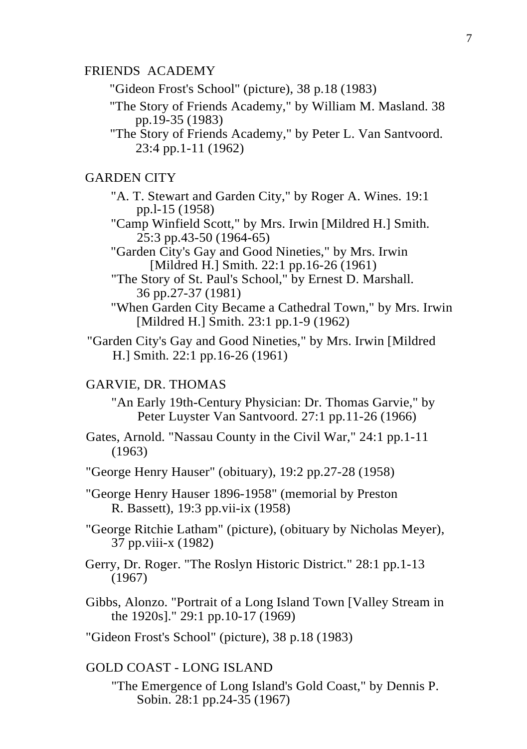FRIENDS ACADEMY

"Gideon Frost's School" (picture), 38 p.18 (1983)

"The Story of Friends Academy," by William M. Masland. 38 pp.19-35 (1983)

"The Story of Friends Academy," by Peter L. Van Santvoord. 23:4 pp.1-11 (1962)

GARDEN CITY

"A. T. Stewart and Garden City," by Roger A. Wines. 19:1 pp.l-15 (1958)

"Camp Winfield Scott," by Mrs. Irwin [Mildred H.] Smith. 25:3 pp.43-50 (1964-65)

"Garden City's Gay and Good Nineties," by Mrs. Irwin [Mildred H.] Smith. 22:1 pp.16-26 (1961)

"The Story of St. Paul's School," by Ernest D. Marshall. 36 pp.27-37 (1981)

"When Garden City Became a Cathedral Town," by Mrs. Irwin [Mildred H.] Smith. 23:1 pp.1-9 (1962)

"Garden City's Gay and Good Nineties," by Mrs. Irwin [Mildred H.] Smith. 22:1 pp.16-26 (1961)

GARVIE, DR. THOMAS

"An Early 19th-Century Physician: Dr. Thomas Garvie," by Peter Luyster Van Santvoord. 27:1 pp.11-26 (1966)

Gates, Arnold. "Nassau County in the Civil War," 24:1 pp.1-11 (1963)

"George Henry Hauser" (obituary), 19:2 pp.27-28 (1958)

"George Henry Hauser 1896-1958" (memorial by Preston R. Bassett), 19:3 pp.vii-ix (1958)

"George Ritchie Latham" (picture), (obituary by Nicholas Meyer), 37 pp.viii-x (1982)

Gerry, Dr. Roger. "The Roslyn Historic District." 28:1 pp.1-13 (1967)

Gibbs, Alonzo. "Portrait of a Long Island Town [Valley Stream in the 1920s]." 29:1 pp.10-17 (1969)

"Gideon Frost's School" (picture), 38 p.18 (1983)

GOLD COAST - LONG ISLAND

"The Emergence of Long Island's Gold Coast," by Dennis P. Sobin. 28:1 pp.24-35 (1967)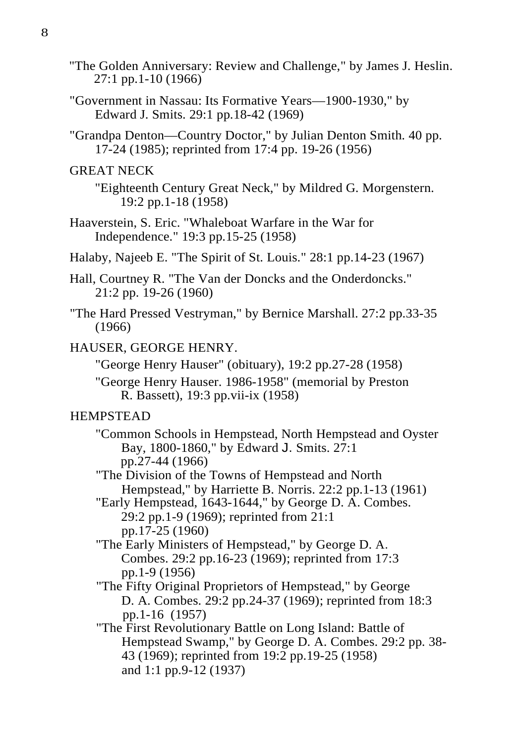"The Golden Anniversary: Review and Challenge," by James J. Heslin. 27:1 pp.1-10 (1966)

"Government in Nassau: Its Formative Years—1900-1930," by Edward J. Smits. 29:1 pp.18-42 (1969)

"Grandpa Denton—Country Doctor," by Julian Denton Smith. 40 pp. 17-24 (1985); reprinted from 17:4 pp. 19-26 (1956)

GREAT NECK

- "Eighteenth Century Great Neck," by Mildred G. Morgenstern. 19:2 pp.1-18 (1958)

Haaverstein, S. Eric. "Whaleboat Warfare in the War for Independence." 19:3 pp.15-25 (1958)

Halaby, Najeeb E. "The Spirit of St. Louis." 28:1 pp.14-23 (1967)

Hall, Courtney R. "The Van der Doncks and the Onderdoncks." 21:2 pp. 19-26 (1960)

"The Hard Pressed Vestryman," by Bernice Marshall. 27:2 pp.33-35 (1966)

HAUSER, GEORGE HENRY.

- "George Henry Hauser" (obituary), 19:2 pp.27-28 (1958)
- "George Henry Hauser. 1986-1958" (memorial by Preston R. Bassett), 19:3 pp.vii-ix (1958)

HEMPSTEAD

- "Common Schools in Hempstead, North Hempstead and Oyster Bay, 1800-1860," by Edward J. Smits. 27:1 pp.27-44 (1966)
- "The Division of the Towns of Hempstead and North Hempstead," by Harriette B. Norris. 22:2 pp.1-13 (1961)
- "Early Hempstead, 1643-1644," by George D. A. Combes. 29:2 pp.1-9 (1969); reprinted from 21:1 pp.17-25 (1960)
- "The Early Ministers of Hempstead," by George D. A. Combes. 29:2 pp.16-23 (1969); reprinted from 17:3 pp.1-9 (1956)
- "The Fifty Original Proprietors of Hempstead," by George D. A. Combes. 29:2 pp.24-37 (1969); reprinted from 18:3 pp.1-16 (1957)
- "The First Revolutionary Battle on Long Island: Battle of Hempstead Swamp," by George D. A. Combes. 29:2 pp. 38-43 (1969); reprinted from 19:2 pp.19-25 (1958) and 1:1 pp.9-12 (1937)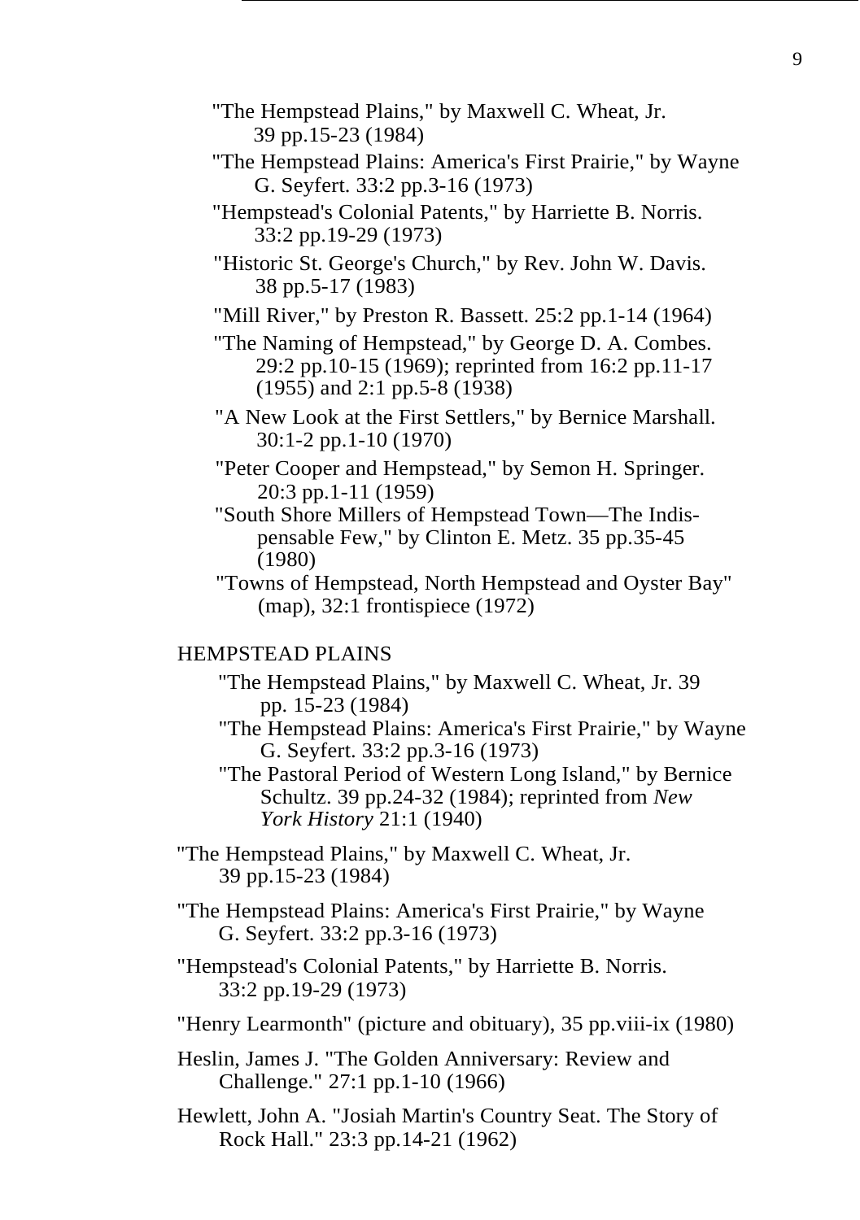"The Hempstead Plains," by Maxwell C. Wheat, Jr. 39 pp.15-23 (1984)

"The Hempstead Plains: America's First Prairie," by Wayne G. Seyfert. 33:2 pp.3-16 (1973)

"Hempstead's Colonial Patents," by Harriette B. Norris. 33:2 pp.19-29 (1973)

"Historic St. George's Church," by Rev. John W. Davis. 38 pp.5-17 (1983)

"Mill River," by Preston R. Bassett. 25:2 pp.1-14 (1964)

"The Naming of Hempstead," by George D. A. Combes. 29:2 pp.10-15 (1969); reprinted from 16:2 pp.11-17 (1955) and 2:1 pp.5-8 (1938)

"A New Look at the First Settlers," by Bernice Marshall. 30:1-2 pp.1-10 (1970)

"Peter Cooper and Hempstead," by Semon H. Springer. 20:3 pp.1-11 (1959)

"South Shore Millers of Hempstead Town—The Indispensable Few," by Clinton E. Metz. 35 pp.35-45 (1980)

"Towns of Hempstead, North Hempstead and Oyster Bay" (map), 32:1 frontispiece (1972)

HEMPSTEAD PLAINS

"The Hempstead Plains," by Maxwell C. Wheat, Jr. 39 pp. 15-23 (1984)

"The Hempstead Plains: America's First Prairie," by Wayne G. Seyfert. 33:2 pp.3-16 (1973)

"The Pastoral Period of Western Long Island," by Bernice Schultz. 39 pp.24-32 (1984); reprinted from *New York History* 21:1 (1940)

"The Hempstead Plains," by Maxwell C. Wheat, Jr. 39 pp.15-23 (1984)

"The Hempstead Plains: America's First Prairie," by Wayne G. Seyfert. 33:2 pp.3-16 (1973)

"Hempstead's Colonial Patents," by Harriette B. Norris. 33:2 pp.19-29 (1973)

"Henry Learmonth" (picture and obituary), 35 pp.viii-ix (1980)

Heslin, James J. "The Golden Anniversary: Review and Challenge." 27:1 pp.1-10 (1966)

Hewlett, John A. "Josiah Martin's Country Seat. The Story of Rock Hall." 23:3 pp.14-21 (1962)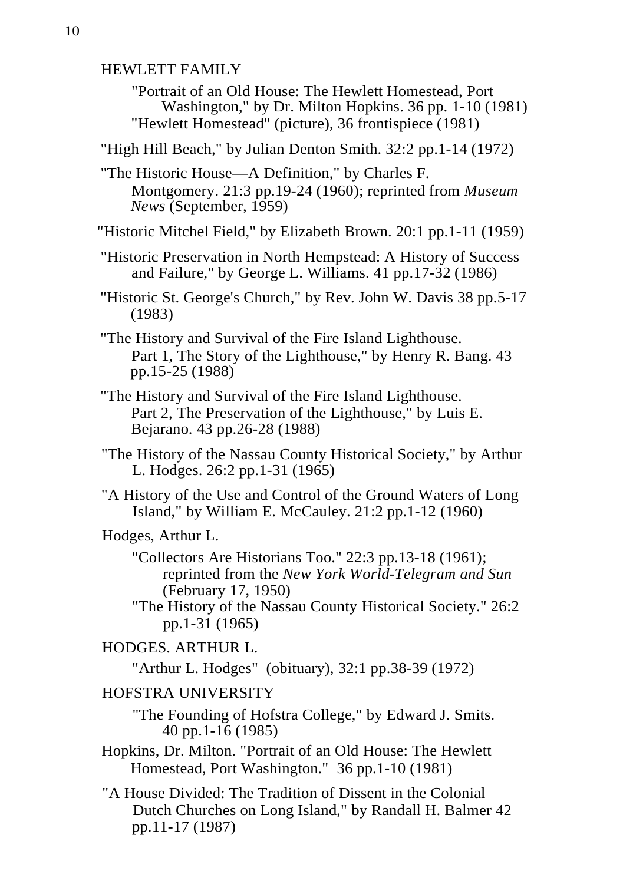HEWLETT FAMILY

"Portrait of an Old House: The Hewlett Homestead, Port Washington," by Dr. Milton Hopkins. 36 pp. 1-10 (1981)
"Hewlett Homestead" (picture), 36 frontispiece (1981)

"High Hill Beach," by Julian Denton Smith. 32:2 pp.1-14 (1972)

"The Historic House—A Definition," by Charles F. Montgomery. 21:3 pp.19-24 (1960); reprinted from *Museum News* (September, 1959)

"Historic Mitchel Field," by Elizabeth Brown. 20:1 pp.1-11 (1959)

"Historic Preservation in North Hempstead: A History of Success and Failure," by George L. Williams. 41 pp.17-32 (1986)

"Historic St. George's Church," by Rev. John W. Davis 38 pp.5-17 (1983)

"The History and Survival of the Fire Island Lighthouse. Part 1, The Story of the Lighthouse," by Henry R. Bang. 43 pp.15-25 (1988)

"The History and Survival of the Fire Island Lighthouse. Part 2, The Preservation of the Lighthouse," by Luis E. Bejarano. 43 pp.26-28 (1988)

"The History of the Nassau County Historical Society," by Arthur L. Hodges. 26:2 pp.1-31 (1965)

"A History of the Use and Control of the Ground Waters of Long Island," by William E. McCauley. 21:2 pp.1-12 (1960)

Hodges, Arthur L.

"Collectors Are Historians Too." 22:3 pp.13-18 (1961); reprinted from the *New York World-Telegram and Sun* (February 17, 1950)
"The History of the Nassau County Historical Society." 26:2 pp.1-31 (1965)

HODGES. ARTHUR L.

"Arthur L. Hodges" (obituary), 32:1 pp.38-39 (1972)

HOFSTRA UNIVERSITY

"The Founding of Hofstra College," by Edward J. Smits. 40 pp.1-16 (1985)

Hopkins, Dr. Milton. "Portrait of an Old House: The Hewlett Homestead, Port Washington." 36 pp.1-10 (1981)

"A House Divided: The Tradition of Dissent in the Colonial Dutch Churches on Long Island," by Randall H. Balmer 42 pp.11-17 (1987)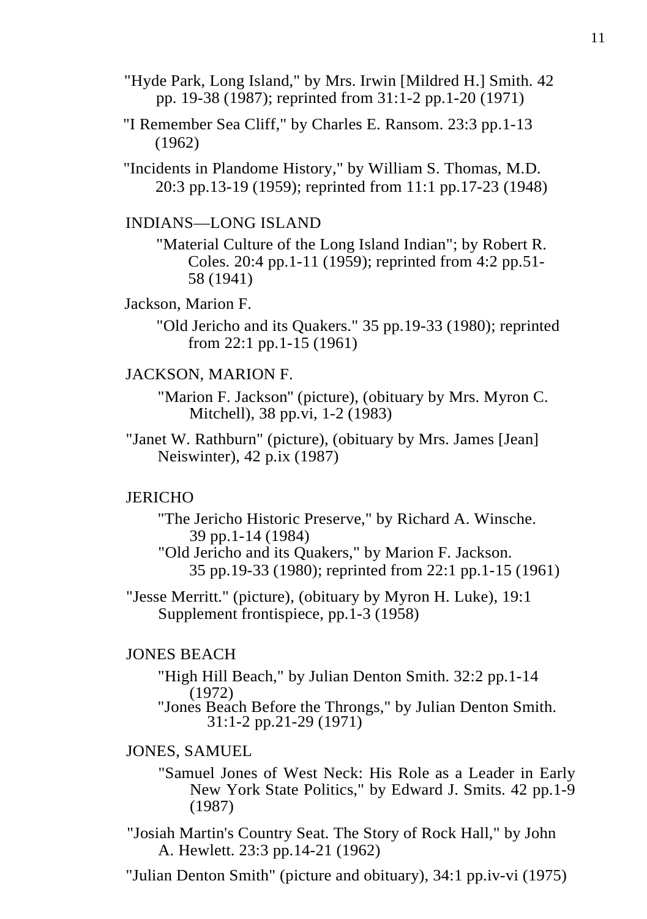"Hyde Park, Long Island," by Mrs. Irwin [Mildred H.] Smith. 42 pp. 19-38 (1987); reprinted from 31:1-2 pp.1-20 (1971)

"I Remember Sea Cliff," by Charles E. Ransom. 23:3 pp.1-13 (1962)

"Incidents in Plandome History," by William S. Thomas, M.D. 20:3 pp.13-19 (1959); reprinted from 11:1 pp.17-23 (1948)

INDIANS—LONG ISLAND

"Material Culture of the Long Island Indian"; by Robert R. Coles. 20:4 pp.1-11 (1959); reprinted from 4:2 pp.51-58 (1941)

Jackson, Marion F.

"Old Jericho and its Quakers." 35 pp.19-33 (1980); reprinted from 22:1 pp.1-15 (1961)

JACKSON, MARION F.

"Marion F. Jackson" (picture), (obituary by Mrs. Myron C. Mitchell), 38 pp.vi, 1-2 (1983)

"Janet W. Rathburn" (picture), (obituary by Mrs. James [Jean] Neiswinter), 42 p.ix (1987)

JERICHO

"The Jericho Historic Preserve," by Richard A. Winsche. 39 pp.1-14 (1984)

"Old Jericho and its Quakers," by Marion F. Jackson. 35 pp.19-33 (1980); reprinted from 22:1 pp.1-15 (1961)

"Jesse Merritt." (picture), (obituary by Myron H. Luke), 19:1 Supplement frontispiece, pp.1-3 (1958)

JONES BEACH

"High Hill Beach," by Julian Denton Smith. 32:2 pp.1-14 (1972)

"Jones Beach Before the Throngs," by Julian Denton Smith. 31:1-2 pp.21-29 (1971)

JONES, SAMUEL

"Samuel Jones of West Neck: His Role as a Leader in Early New York State Politics," by Edward J. Smits. 42 pp.1-9 (1987)

"Josiah Martin's Country Seat. The Story of Rock Hall," by John A. Hewlett. 23:3 pp.14-21 (1962)

"Julian Denton Smith" (picture and obituary), 34:1 pp.iv-vi (1975)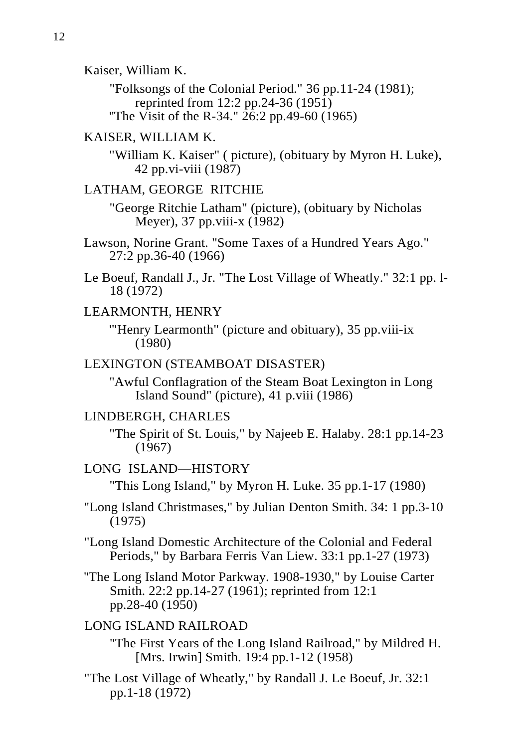Kaiser, William K.

"Folksongs of the Colonial Period." 36 pp.11-24 (1981); reprinted from 12:2 pp.24-36 (1951)

"The Visit of the R-34." 26:2 pp.49-60 (1965)

KAISER, WILLIAM K.

"William K. Kaiser" ( picture), (obituary by Myron H. Luke), 42 pp.vi-viii (1987)

LATHAM, GEORGE RITCHIE

"George Ritchie Latham" (picture), (obituary by Nicholas Meyer), 37 pp.viii-x (1982)

Lawson, Norine Grant. "Some Taxes of a Hundred Years Ago." 27:2 pp.36-40 (1966)

Le Boeuf, Randall J., Jr. "The Lost Village of Wheatly." 32:1 pp. l-18 (1972)

LEARMONTH, HENRY

"'Henry Learmonth" (picture and obituary), 35 pp.viii-ix (1980)

LEXINGTON (STEAMBOAT DISASTER)

"Awful Conflagration of the Steam Boat Lexington in Long Island Sound" (picture), 41 p.viii (1986)

LINDBERGH, CHARLES

"The Spirit of St. Louis," by Najeeb E. Halaby. 28:1 pp.14-23 (1967)

LONG ISLAND—HISTORY

"This Long Island," by Myron H. Luke. 35 pp.1-17 (1980)

"Long Island Christmases," by Julian Denton Smith. 34: 1 pp.3-10 (1975)

"Long Island Domestic Architecture of the Colonial and Federal Periods," by Barbara Ferris Van Liew. 33:1 pp.1-27 (1973)

"The Long Island Motor Parkway. 1908-1930," by Louise Carter Smith. 22:2 pp.14-27 (1961); reprinted from 12:1 pp.28-40 (1950)

LONG ISLAND RAILROAD

"The First Years of the Long Island Railroad," by Mildred H. [Mrs. Irwin] Smith. 19:4 pp.1-12 (1958)

"The Lost Village of Wheatly," by Randall J. Le Boeuf, Jr. 32:1 pp.1-18 (1972)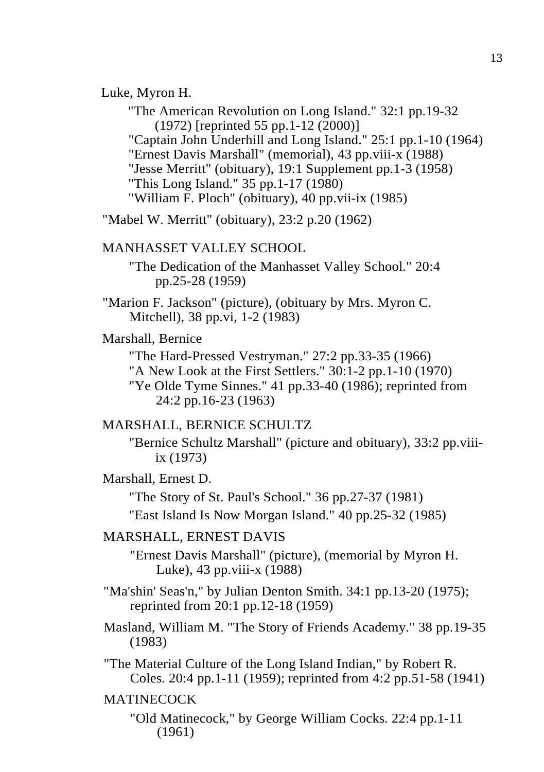Luke, Myron H.

"The American Revolution on Long Island." 32:1 pp.19-32 (1972) [reprinted 55 pp.1-12 (2000)]
"Captain John Underhill and Long Island." 25:1 pp.1-10 (1964)
"Ernest Davis Marshall" (memorial), 43 pp.viii-x (1988)
"Jesse Merritt" (obituary), 19:1 Supplement pp.1-3 (1958)
"This Long Island." 35 pp.1-17 (1980)
"William F. Ploch" (obituary), 40 pp.vii-ix (1985)

"Mabel W. Merritt" (obituary), 23:2 p.20 (1962)

MANHASSET VALLEY SCHOOL

"The Dedication of the Manhasset Valley School." 20:4 pp.25-28 (1959)

"Marion F. Jackson" (picture), (obituary by Mrs. Myron C. Mitchell), 38 pp.vi, 1-2 (1983)

Marshall, Bernice

"The Hard-Pressed Vestryman." 27:2 pp.33-35 (1966)
"A New Look at the First Settlers." 30:1-2 pp.1-10 (1970)
"Ye Olde Tyme Sinnes." 41 pp.33-40 (1986); reprinted from 24:2 pp.16-23 (1963)

MARSHALL, BERNICE SCHULTZ

"Bernice Schultz Marshall" (picture and obituary), 33:2 pp.viii-ix (1973)

Marshall, Ernest D.

"The Story of St. Paul's School." 36 pp.27-37 (1981)
"East Island Is Now Morgan Island." 40 pp.25-32 (1985)

MARSHALL, ERNEST DAVIS

"Ernest Davis Marshall" (picture), (memorial by Myron H. Luke), 43 pp.viii-x (1988)

"Ma'shin' Seas'n," by Julian Denton Smith. 34:1 pp.13-20 (1975); reprinted from 20:1 pp.12-18 (1959)

Masland, William M. "The Story of Friends Academy." 38 pp.19-35 (1983)

"The Material Culture of the Long Island Indian," by Robert R. Coles. 20:4 pp.1-11 (1959); reprinted from 4:2 pp.51-58 (1941)

MATINECOCK

"Old Matinecock," by George William Cocks. 22:4 pp.1-11 (1961)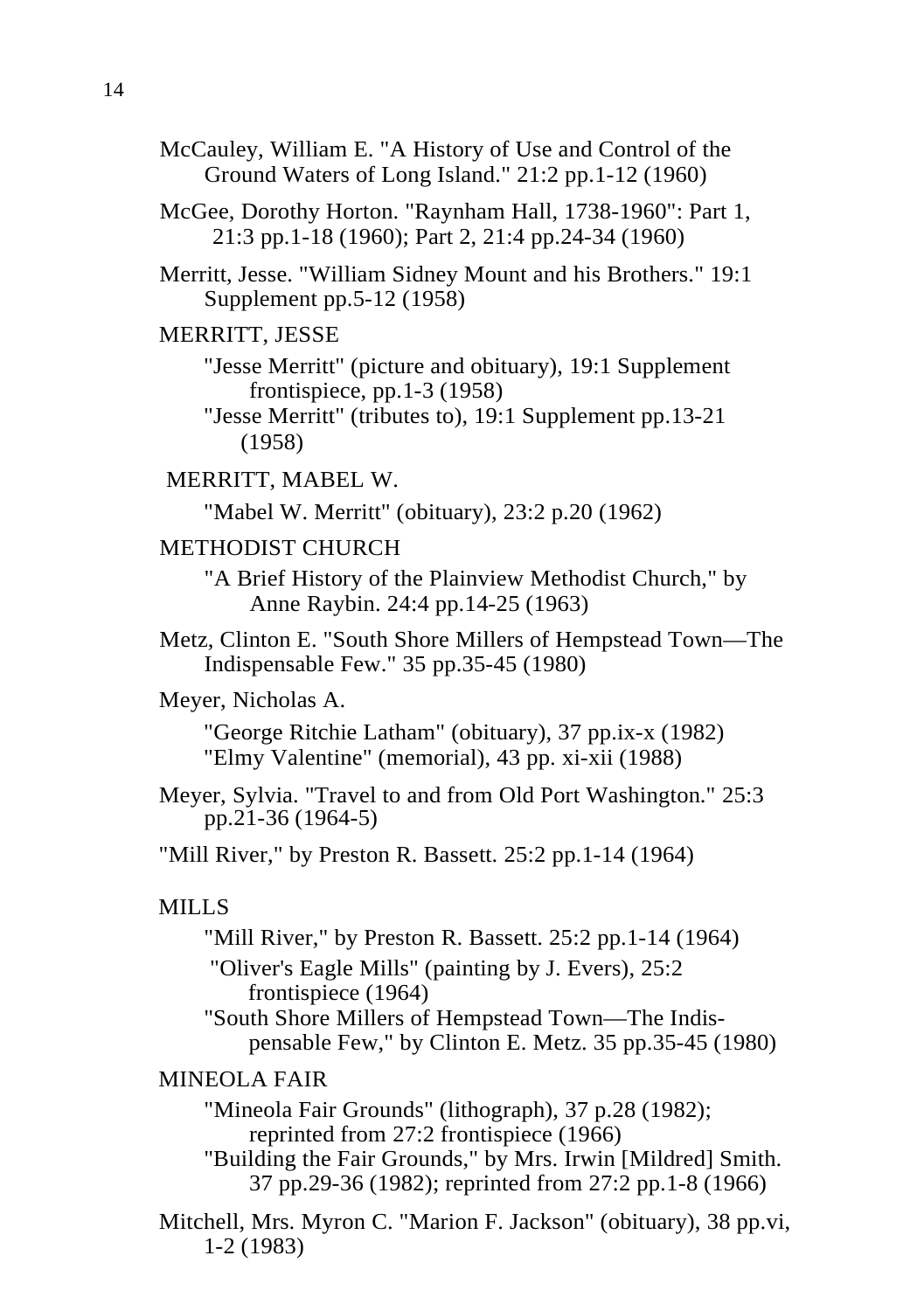McCauley, William E. "A History of Use and Control of the Ground Waters of Long Island." 21:2 pp.1-12 (1960)

McGee, Dorothy Horton. "Raynham Hall, 1738-1960": Part 1, 21:3 pp.1-18 (1960); Part 2, 21:4 pp.24-34 (1960)

Merritt, Jesse. "William Sidney Mount and his Brothers." 19:1 Supplement pp.5-12 (1958)

MERRITT, JESSE

"Jesse Merritt" (picture and obituary), 19:1 Supplement frontispiece, pp.1-3 (1958)
"Jesse Merritt" (tributes to), 19:1 Supplement pp.13-21 (1958)

MERRITT, MABEL W.

"Mabel W. Merritt" (obituary), 23:2 p.20 (1962)

METHODIST CHURCH

"A Brief History of the Plainview Methodist Church," by Anne Raybin. 24:4 pp.14-25 (1963)

Metz, Clinton E. "South Shore Millers of Hempstead Town—The Indispensable Few." 35 pp.35-45 (1980)

Meyer, Nicholas A.

"George Ritchie Latham" (obituary), 37 pp.ix-x (1982)
"Elmy Valentine" (memorial), 43 pp. xi-xii (1988)

Meyer, Sylvia. "Travel to and from Old Port Washington." 25:3 pp.21-36 (1964-5)

"Mill River," by Preston R. Bassett. 25:2 pp.1-14 (1964)

MILLS

"Mill River," by Preston R. Bassett. 25:2 pp.1-14 (1964)
"Oliver's Eagle Mills" (painting by J. Evers), 25:2 frontispiece (1964)
"South Shore Millers of Hempstead Town—The Indispensable Few," by Clinton E. Metz. 35 pp.35-45 (1980)

MINEOLA FAIR

"Mineola Fair Grounds" (lithograph), 37 p.28 (1982); reprinted from 27:2 frontispiece (1966)
"Building the Fair Grounds," by Mrs. Irwin [Mildred] Smith. 37 pp.29-36 (1982); reprinted from 27:2 pp.1-8 (1966)

Mitchell, Mrs. Myron C. "Marion F. Jackson" (obituary), 38 pp.vi, 1-2 (1983)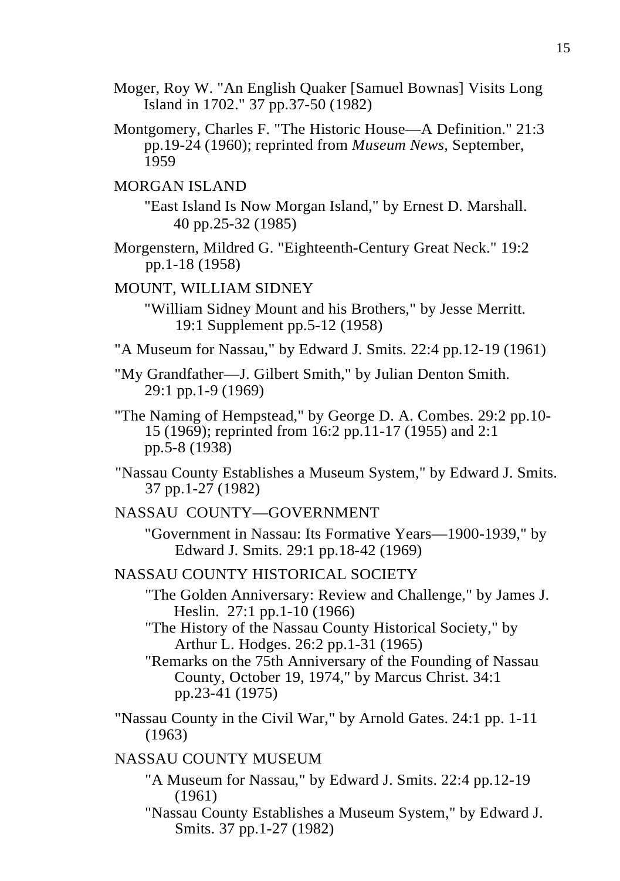Moger, Roy W. "An English Quaker [Samuel Bownas] Visits Long Island in 1702." 37 pp.37-50 (1982)

Montgomery, Charles F. "The Historic House—A Definition." 21:3 pp.19-24 (1960); reprinted from *Museum News*, September, 1959

MORGAN ISLAND

"East Island Is Now Morgan Island," by Ernest D. Marshall. 40 pp.25-32 (1985)

Morgenstern, Mildred G. "Eighteenth-Century Great Neck." 19:2 pp.1-18 (1958)

MOUNT, WILLIAM SIDNEY

"William Sidney Mount and his Brothers," by Jesse Merritt. 19:1 Supplement pp.5-12 (1958)

"A Museum for Nassau," by Edward J. Smits. 22:4 pp.12-19 (1961)

"My Grandfather—J. Gilbert Smith," by Julian Denton Smith. 29:1 pp.1-9 (1969)

"The Naming of Hempstead," by George D. A. Combes. 29:2 pp.10-15 (1969); reprinted from 16:2 pp.11-17 (1955) and 2:1 pp.5-8 (1938)

"Nassau County Establishes a Museum System," by Edward J. Smits. 37 pp.1-27 (1982)

NASSAU COUNTY—GOVERNMENT

"Government in Nassau: Its Formative Years—1900-1939," by Edward J. Smits. 29:1 pp.18-42 (1969)

NASSAU COUNTY HISTORICAL SOCIETY

"The Golden Anniversary: Review and Challenge," by James J. Heslin. 27:1 pp.1-10 (1966)

"The History of the Nassau County Historical Society," by Arthur L. Hodges. 26:2 pp.1-31 (1965)

"Remarks on the 75th Anniversary of the Founding of Nassau County, October 19, 1974," by Marcus Christ. 34:1 pp.23-41 (1975)

"Nassau County in the Civil War," by Arnold Gates. 24:1 pp. 1-11 (1963)

NASSAU COUNTY MUSEUM

"A Museum for Nassau," by Edward J. Smits. 22:4 pp.12-19 (1961)

"Nassau County Establishes a Museum System," by Edward J. Smits. 37 pp.1-27 (1982)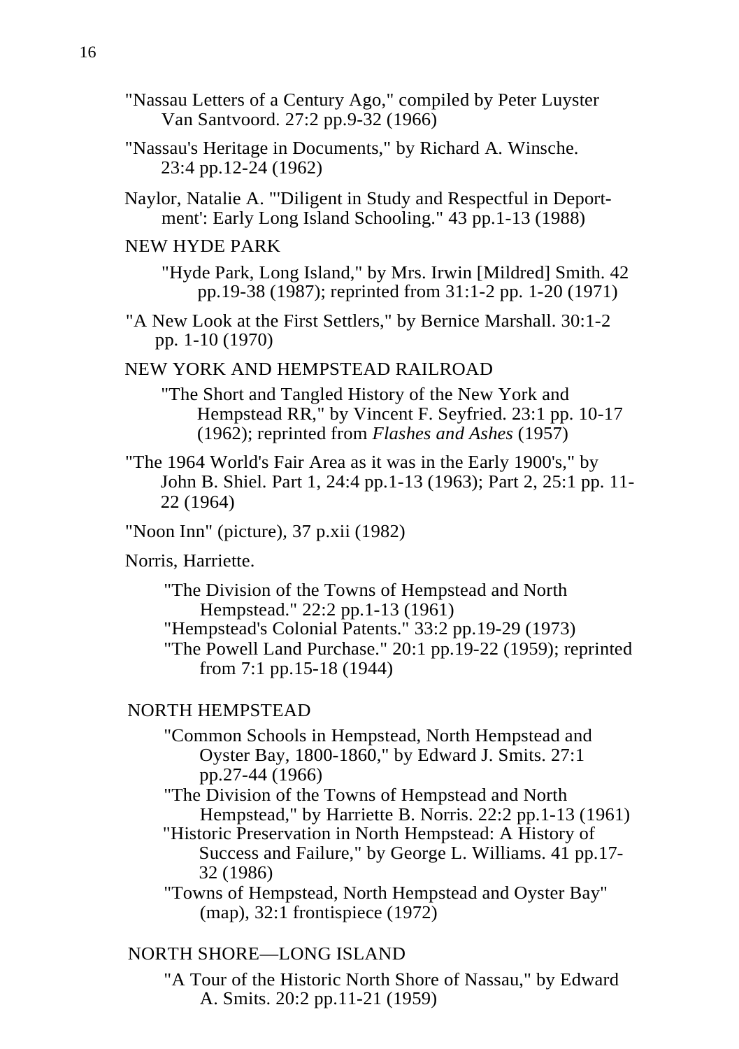"Nassau Letters of a Century Ago," compiled by Peter Luyster Van Santvoord. 27:2 pp.9-32 (1966)

"Nassau's Heritage in Documents," by Richard A. Winsche. 23:4 pp.12-24 (1962)

Naylor, Natalie A. "'Diligent in Study and Respectful in Deportment': Early Long Island Schooling." 43 pp.1-13 (1988)

NEW HYDE PARK

> "Hyde Park, Long Island," by Mrs. Irwin [Mildred] Smith. 42 pp.19-38 (1987); reprinted from 31:1-2 pp. 1-20 (1971)

"A New Look at the First Settlers," by Bernice Marshall. 30:1-2 pp. 1-10 (1970)

NEW YORK AND HEMPSTEAD RAILROAD

> "The Short and Tangled History of the New York and Hempstead RR," by Vincent F. Seyfried. 23:1 pp. 10-17 (1962); reprinted from *Flashes and Ashes* (1957)

"The 1964 World's Fair Area as it was in the Early 1900's," by John B. Shiel. Part 1, 24:4 pp.1-13 (1963); Part 2, 25:1 pp. 11-22 (1964)

"Noon Inn" (picture), 37 p.xii (1982)

Norris, Harriette.

> "The Division of the Towns of Hempstead and North Hempstead." 22:2 pp.1-13 (1961)
> "Hempstead's Colonial Patents." 33:2 pp.19-29 (1973)
> "The Powell Land Purchase." 20:1 pp.19-22 (1959); reprinted from 7:1 pp.15-18 (1944)

NORTH HEMPSTEAD

> "Common Schools in Hempstead, North Hempstead and Oyster Bay, 1800-1860," by Edward J. Smits. 27:1 pp.27-44 (1966)
> "The Division of the Towns of Hempstead and North Hempstead," by Harriette B. Norris. 22:2 pp.1-13 (1961)
> "Historic Preservation in North Hempstead: A History of Success and Failure," by George L. Williams. 41 pp.17-32 (1986)
> "Towns of Hempstead, North Hempstead and Oyster Bay" (map), 32:1 frontispiece (1972)

NORTH SHORE—LONG ISLAND

> "A Tour of the Historic North Shore of Nassau," by Edward A. Smits. 20:2 pp.11-21 (1959)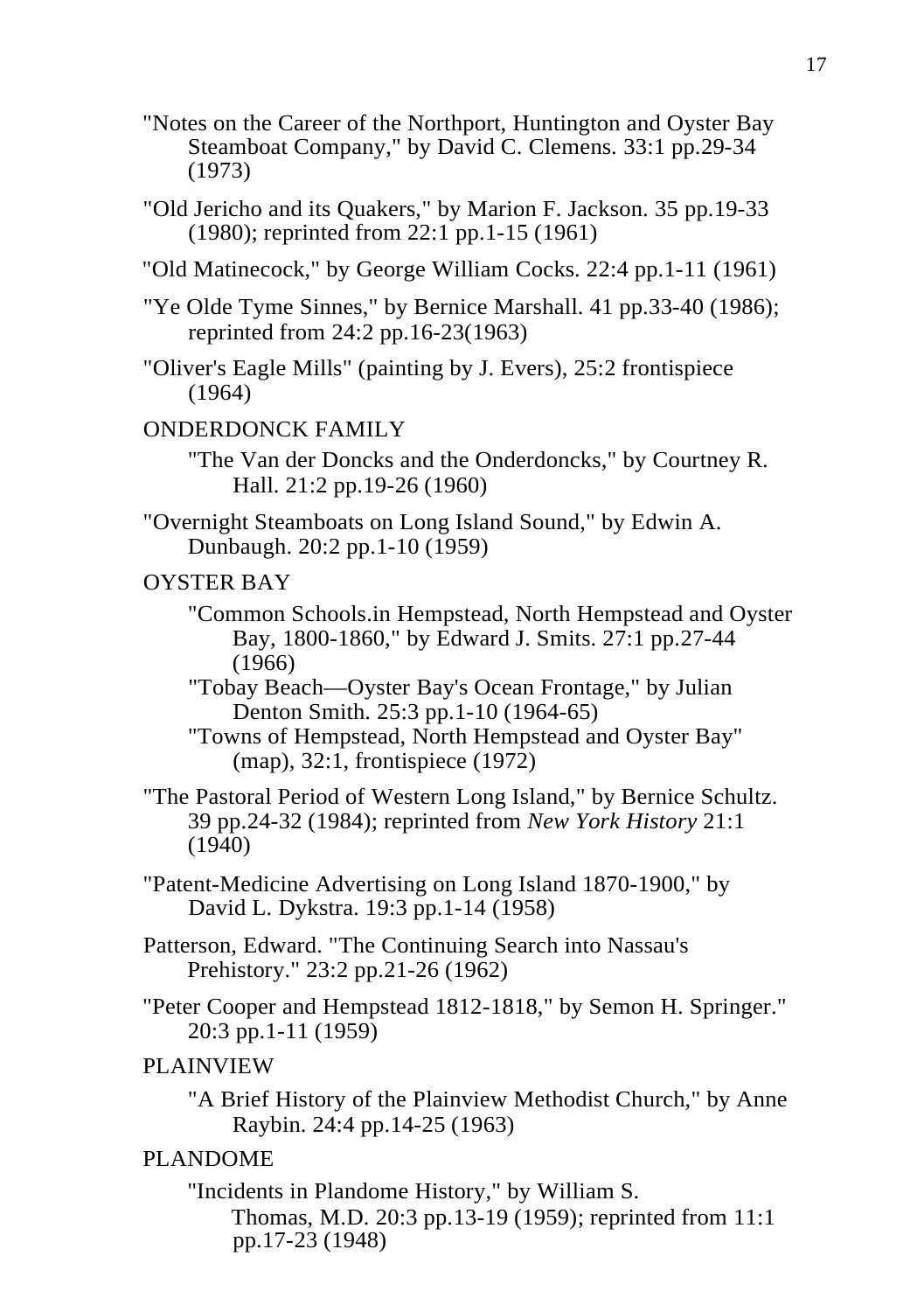"Notes on the Career of the Northport, Huntington and Oyster Bay Steamboat Company," by David C. Clemens. 33:1 pp.29-34 (1973)

"Old Jericho and its Quakers," by Marion F. Jackson. 35 pp.19-33 (1980); reprinted from 22:1 pp.1-15 (1961)

"Old Matinecock," by George William Cocks. 22:4 pp.1-11 (1961)

"Ye Olde Tyme Sinnes," by Bernice Marshall. 41 pp.33-40 (1986); reprinted from 24:2 pp.16-23(1963)

"Oliver's Eagle Mills" (painting by J. Evers), 25:2 frontispiece (1964)

ONDERDONCK FAMILY

> "The Van der Doncks and the Onderdoncks," by Courtney R. Hall. 21:2 pp.19-26 (1960)

"Overnight Steamboats on Long Island Sound," by Edwin A. Dunbaugh. 20:2 pp.1-10 (1959)

OYSTER BAY

> "Common Schools.in Hempstead, North Hempstead and Oyster Bay, 1800-1860," by Edward J. Smits. 27:1 pp.27-44 (1966)
>
> "Tobay Beach—Oyster Bay's Ocean Frontage," by Julian Denton Smith. 25:3 pp.1-10 (1964-65)
>
> "Towns of Hempstead, North Hempstead and Oyster Bay" (map), 32:1, frontispiece (1972)

"The Pastoral Period of Western Long Island," by Bernice Schultz. 39 pp.24-32 (1984); reprinted from *New York History* 21:1 (1940)

"Patent-Medicine Advertising on Long Island 1870-1900," by David L. Dykstra. 19:3 pp.1-14 (1958)

Patterson, Edward. "The Continuing Search into Nassau's Prehistory." 23:2 pp.21-26 (1962)

"Peter Cooper and Hempstead 1812-1818," by Semon H. Springer." 20:3 pp.1-11 (1959)

PLAINVIEW

> "A Brief History of the Plainview Methodist Church," by Anne Raybin. 24:4 pp.14-25 (1963)

PLANDOME

> "Incidents in Plandome History," by William S. Thomas, M.D. 20:3 pp.13-19 (1959); reprinted from 11:1 pp.17-23 (1948)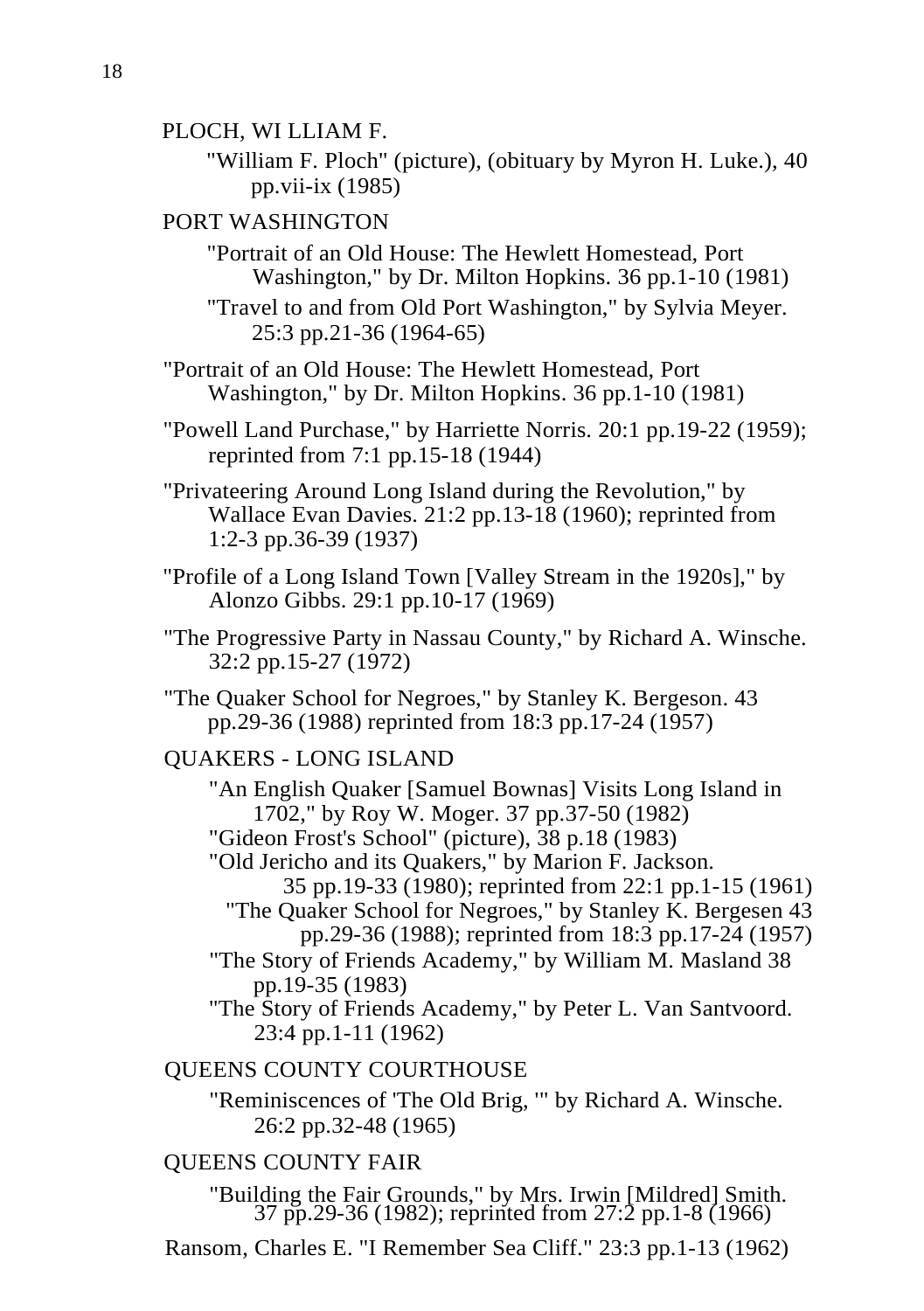PLOCH, WI LLIAM F.

"William F. Ploch" (picture), (obituary by Myron H. Luke.), 40 pp.vii-ix (1985)

PORT WASHINGTON

"Portrait of an Old House: The Hewlett Homestead, Port Washington," by Dr. Milton Hopkins. 36 pp.1-10 (1981)

"Travel to and from Old Port Washington," by Sylvia Meyer. 25:3 pp.21-36 (1964-65)

"Portrait of an Old House: The Hewlett Homestead, Port Washington," by Dr. Milton Hopkins. 36 pp.1-10 (1981)

"Powell Land Purchase," by Harriette Norris. 20:1 pp.19-22 (1959); reprinted from 7:1 pp.15-18 (1944)

"Privateering Around Long Island during the Revolution," by Wallace Evan Davies. 21:2 pp.13-18 (1960); reprinted from 1:2-3 pp.36-39 (1937)

"Profile of a Long Island Town [Valley Stream in the 1920s]," by Alonzo Gibbs. 29:1 pp.10-17 (1969)

"The Progressive Party in Nassau County," by Richard A. Winsche. 32:2 pp.15-27 (1972)

"The Quaker School for Negroes," by Stanley K. Bergeson. 43 pp.29-36 (1988) reprinted from 18:3 pp.17-24 (1957)

QUAKERS - LONG ISLAND

"An English Quaker [Samuel Bownas] Visits Long Island in 1702," by Roy W. Moger. 37 pp.37-50 (1982)

"Gideon Frost's School" (picture), 38 p.18 (1983)

"Old Jericho and its Quakers," by Marion F. Jackson. 35 pp.19-33 (1980); reprinted from 22:1 pp.1-15 (1961)

"The Quaker School for Negroes," by Stanley K. Bergesen 43 pp.29-36 (1988); reprinted from 18:3 pp.17-24 (1957)

"The Story of Friends Academy," by William M. Masland 38 pp.19-35 (1983)

"The Story of Friends Academy," by Peter L. Van Santvoord. 23:4 pp.1-11 (1962)

QUEENS COUNTY COURTHOUSE

"Reminiscences of 'The Old Brig, '" by Richard A. Winsche. 26:2 pp.32-48 (1965)

QUEENS COUNTY FAIR

"Building the Fair Grounds," by Mrs. Irwin [Mildred] Smith. 37 pp.29-36 (1982); reprinted from 27:2 pp.1-8 (1966)

Ransom, Charles E. "I Remember Sea Cliff." 23:3 pp.1-13 (1962)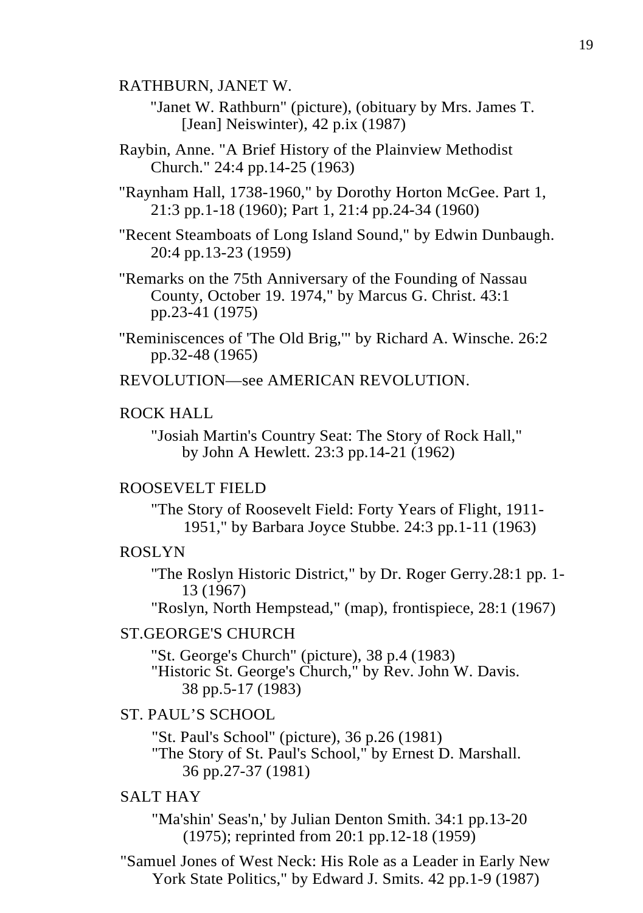RATHBURN, JANET W.

"Janet W. Rathburn" (picture), (obituary by Mrs. James T. [Jean] Neiswinter), 42 p.ix (1987)

Raybin, Anne. "A Brief History of the Plainview Methodist Church." 24:4 pp.14-25 (1963)

"Raynham Hall, 1738-1960," by Dorothy Horton McGee. Part 1, 21:3 pp.1-18 (1960); Part 1, 21:4 pp.24-34 (1960)

"Recent Steamboats of Long Island Sound," by Edwin Dunbaugh. 20:4 pp.13-23 (1959)

"Remarks on the 75th Anniversary of the Founding of Nassau County, October 19. 1974," by Marcus G. Christ. 43:1 pp.23-41 (1975)

"Reminiscences of 'The Old Brig,'" by Richard A. Winsche. 26:2 pp.32-48 (1965)

REVOLUTION—see AMERICAN REVOLUTION.

ROCK HALL

"Josiah Martin's Country Seat: The Story of Rock Hall," by John A Hewlett. 23:3 pp.14-21 (1962)

ROOSEVELT FIELD

"The Story of Roosevelt Field: Forty Years of Flight, 1911-1951," by Barbara Joyce Stubbe. 24:3 pp.1-11 (1963)

ROSLYN

"The Roslyn Historic District," by Dr. Roger Gerry.28:1 pp. 1-13 (1967)
"Roslyn, North Hempstead," (map), frontispiece, 28:1 (1967)

ST.GEORGE'S CHURCH

"St. George's Church" (picture), 38 p.4 (1983)
"Historic St. George's Church," by Rev. John W. Davis. 38 pp.5-17 (1983)

ST. PAUL'S SCHOOL

"St. Paul's School" (picture), 36 p.26 (1981)
"The Story of St. Paul's School," by Ernest D. Marshall. 36 pp.27-37 (1981)

SALT HAY

"Ma'shin' Seas'n,' by Julian Denton Smith. 34:1 pp.13-20 (1975); reprinted from 20:1 pp.12-18 (1959)

"Samuel Jones of West Neck: His Role as a Leader in Early New York State Politics," by Edward J. Smits. 42 pp.1-9 (1987)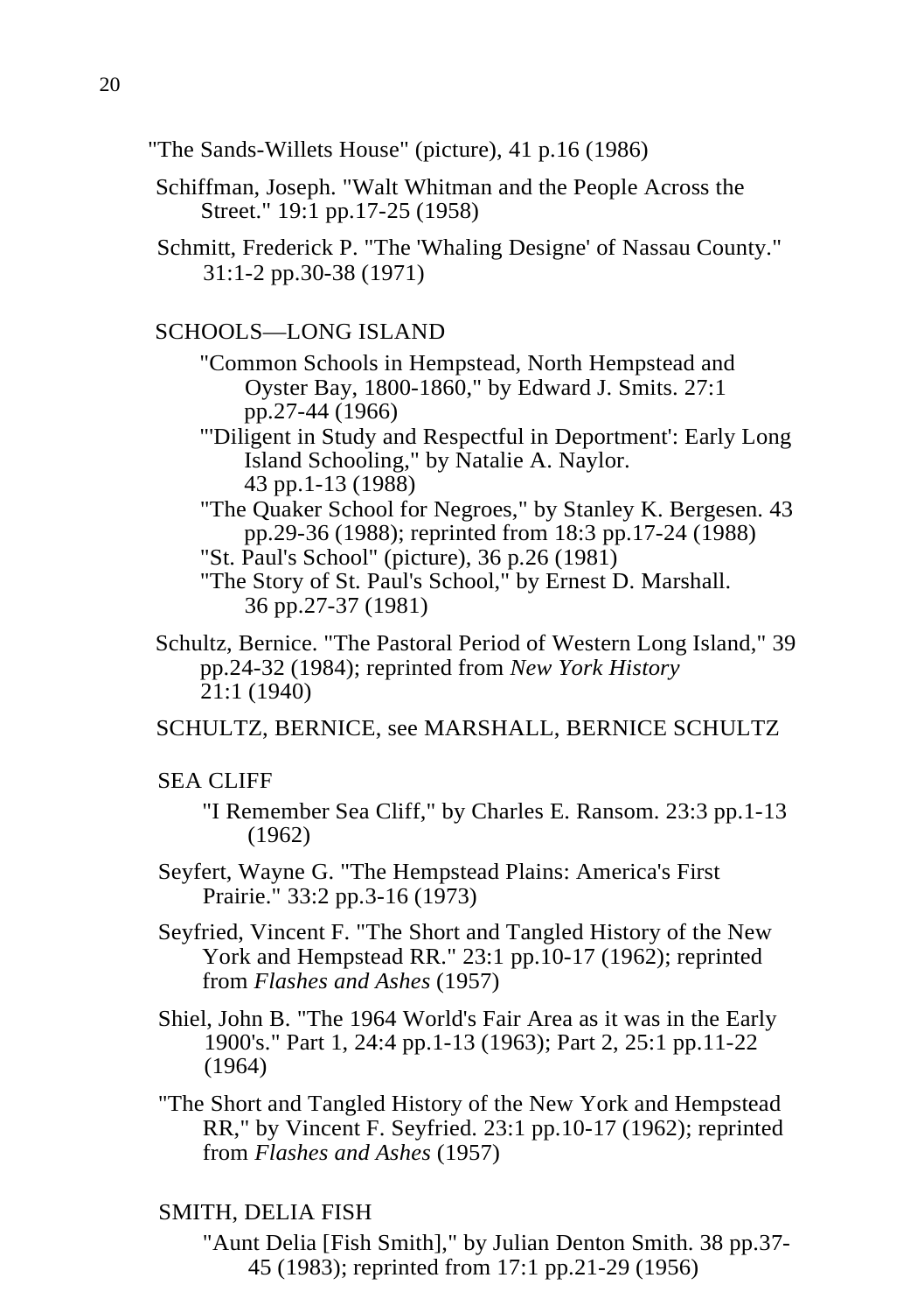"The Sands-Willets House" (picture), 41 p.16 (1986)

Schiffman, Joseph. "Walt Whitman and the People Across the Street." 19:1 pp.17-25 (1958)

Schmitt, Frederick P. "The 'Whaling Designe' of Nassau County." 31:1-2 pp.30-38 (1971)

SCHOOLS—LONG ISLAND

- "Common Schools in Hempstead, North Hempstead and Oyster Bay, 1800-1860," by Edward J. Smits. 27:1 pp.27-44 (1966)
- "'Diligent in Study and Respectful in Deportment': Early Long Island Schooling," by Natalie A. Naylor. 43 pp.1-13 (1988)
- "The Quaker School for Negroes," by Stanley K. Bergesen. 43 pp.29-36 (1988); reprinted from 18:3 pp.17-24 (1988)
- "St. Paul's School" (picture), 36 p.26 (1981)
- "The Story of St. Paul's School," by Ernest D. Marshall. 36 pp.27-37 (1981)

Schultz, Bernice. "The Pastoral Period of Western Long Island," 39 pp.24-32 (1984); reprinted from *New York History* 21:1 (1940)

SCHULTZ, BERNICE, see MARSHALL, BERNICE SCHULTZ

SEA CLIFF

- "I Remember Sea Cliff," by Charles E. Ransom. 23:3 pp.1-13 (1962)

Seyfert, Wayne G. "The Hempstead Plains: America's First Prairie." 33:2 pp.3-16 (1973)

Seyfried, Vincent F. "The Short and Tangled History of the New York and Hempstead RR." 23:1 pp.10-17 (1962); reprinted from *Flashes and Ashes* (1957)

Shiel, John B. "The 1964 World's Fair Area as it was in the Early 1900's." Part 1, 24:4 pp.1-13 (1963); Part 2, 25:1 pp.11-22 (1964)

"The Short and Tangled History of the New York and Hempstead RR," by Vincent F. Seyfried. 23:1 pp.10-17 (1962); reprinted from *Flashes and Ashes* (1957)

SMITH, DELIA FISH

- "Aunt Delia [Fish Smith]," by Julian Denton Smith. 38 pp.37-45 (1983); reprinted from 17:1 pp.21-29 (1956)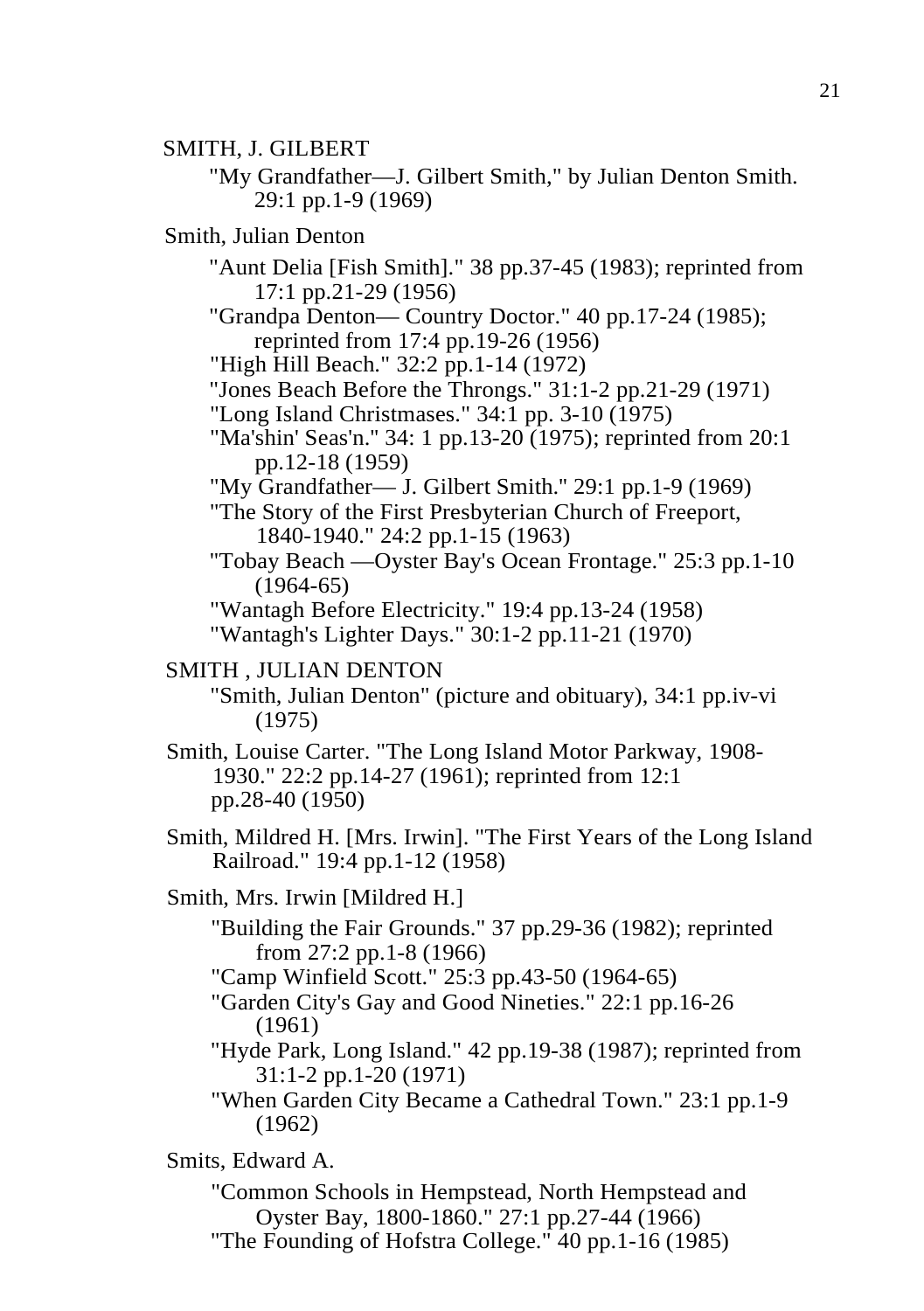SMITH, J. GILBERT

"My Grandfather—J. Gilbert Smith," by Julian Denton Smith. 29:1 pp.1-9 (1969)

Smith, Julian Denton

"Aunt Delia [Fish Smith]." 38 pp.37-45 (1983); reprinted from 17:1 pp.21-29 (1956)
"Grandpa Denton— Country Doctor." 40 pp.17-24 (1985); reprinted from 17:4 pp.19-26 (1956)
"High Hill Beach." 32:2 pp.1-14 (1972)
"Jones Beach Before the Throngs." 31:1-2 pp.21-29 (1971)
"Long Island Christmases." 34:1 pp. 3-10 (1975)
"Ma'shin' Seas'n." 34: 1 pp.13-20 (1975); reprinted from 20:1 pp.12-18 (1959)
"My Grandfather— J. Gilbert Smith." 29:1 pp.1-9 (1969)
"The Story of the First Presbyterian Church of Freeport, 1840-1940." 24:2 pp.1-15 (1963)
"Tobay Beach —Oyster Bay's Ocean Frontage." 25:3 pp.1-10 (1964-65)
"Wantagh Before Electricity." 19:4 pp.13-24 (1958)
"Wantagh's Lighter Days." 30:1-2 pp.11-21 (1970)

SMITH , JULIAN DENTON

"Smith, Julian Denton" (picture and obituary), 34:1 pp.iv-vi (1975)

Smith, Louise Carter. "The Long Island Motor Parkway, 1908-1930." 22:2 pp.14-27 (1961); reprinted from 12:1 pp.28-40 (1950)

Smith, Mildred H. [Mrs. Irwin]. "The First Years of the Long Island Railroad." 19:4 pp.1-12 (1958)

Smith, Mrs. Irwin [Mildred H.]

"Building the Fair Grounds." 37 pp.29-36 (1982); reprinted from 27:2 pp.1-8 (1966)
"Camp Winfield Scott." 25:3 pp.43-50 (1964-65)
"Garden City's Gay and Good Nineties." 22:1 pp.16-26 (1961)
"Hyde Park, Long Island." 42 pp.19-38 (1987); reprinted from 31:1-2 pp.1-20 (1971)
"When Garden City Became a Cathedral Town." 23:1 pp.1-9 (1962)

Smits, Edward A.

"Common Schools in Hempstead, North Hempstead and Oyster Bay, 1800-1860." 27:1 pp.27-44 (1966)
"The Founding of Hofstra College." 40 pp.1-16 (1985)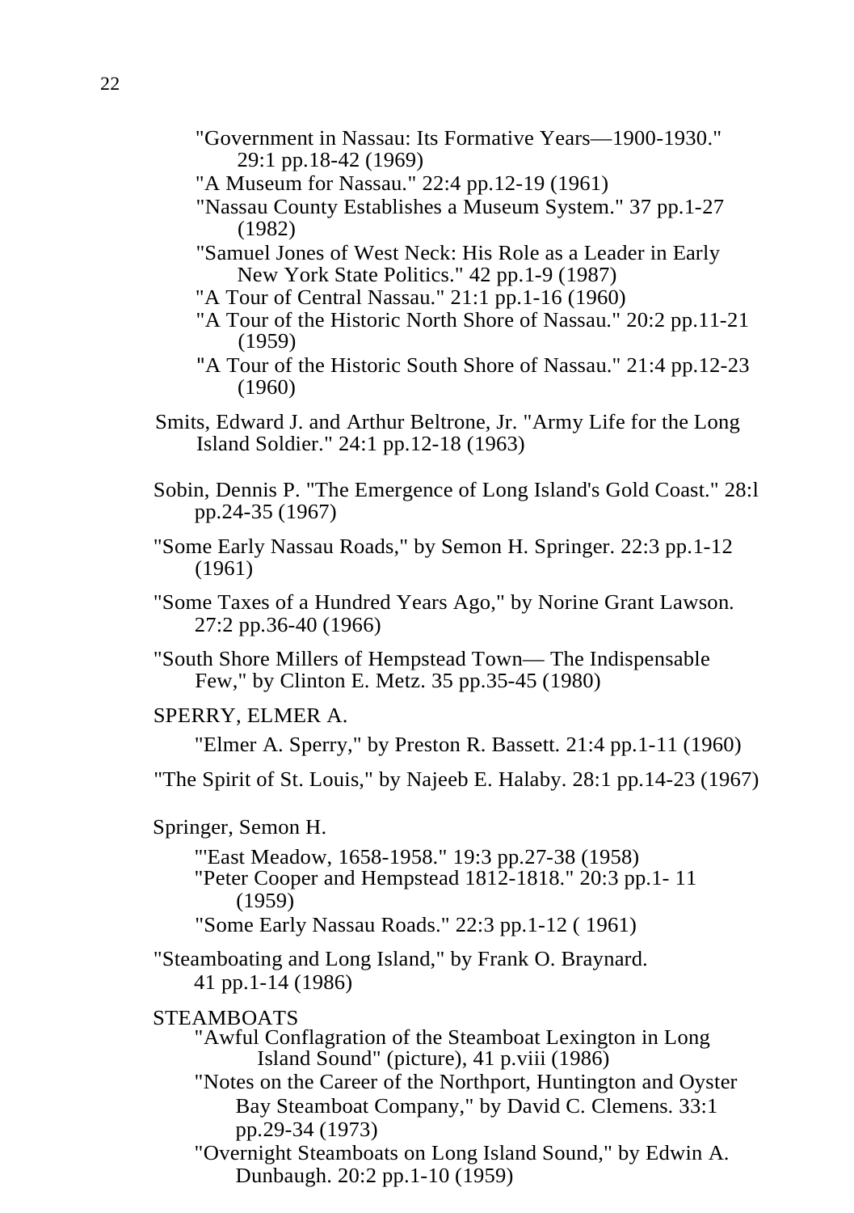"Government in Nassau: Its Formative Years—1900-1930." 29:1 pp.18-42 (1969)
"A Museum for Nassau." 22:4 pp.12-19 (1961)
"Nassau County Establishes a Museum System." 37 pp.1-27 (1982)
"Samuel Jones of West Neck: His Role as a Leader in Early New York State Politics." 42 pp.1-9 (1987)
"A Tour of Central Nassau." 21:1 pp.1-16 (1960)
"A Tour of the Historic North Shore of Nassau." 20:2 pp.11-21 (1959)
"A Tour of the Historic South Shore of Nassau." 21:4 pp.12-23 (1960)

Smits, Edward J. and Arthur Beltrone, Jr. "Army Life for the Long Island Soldier." 24:1 pp.12-18 (1963)

Sobin, Dennis P. "The Emergence of Long Island's Gold Coast." 28:l pp.24-35 (1967)

"Some Early Nassau Roads," by Semon H. Springer. 22:3 pp.1-12 (1961)

"Some Taxes of a Hundred Years Ago," by Norine Grant Lawson. 27:2 pp.36-40 (1966)

"South Shore Millers of Hempstead Town— The Indispensable Few," by Clinton E. Metz. 35 pp.35-45 (1980)

SPERRY, ELMER A.

"Elmer A. Sperry," by Preston R. Bassett. 21:4 pp.1-11 (1960)

"The Spirit of St. Louis," by Najeeb E. Halaby. 28:1 pp.14-23 (1967)

Springer, Semon H.

"'East Meadow, 1658-1958." 19:3 pp.27-38 (1958)
"Peter Cooper and Hempstead 1812-1818." 20:3 pp.1- 11 (1959)
"Some Early Nassau Roads." 22:3 pp.1-12 ( 1961)

"Steamboating and Long Island," by Frank O. Braynard. 41 pp.1-14 (1986)

STEAMBOATS

"Awful Conflagration of the Steamboat Lexington in Long Island Sound" (picture), 41 p.viii (1986)
"Notes on the Career of the Northport, Huntington and Oyster Bay Steamboat Company," by David C. Clemens. 33:1 pp.29-34 (1973)
"Overnight Steamboats on Long Island Sound," by Edwin A. Dunbaugh. 20:2 pp.1-10 (1959)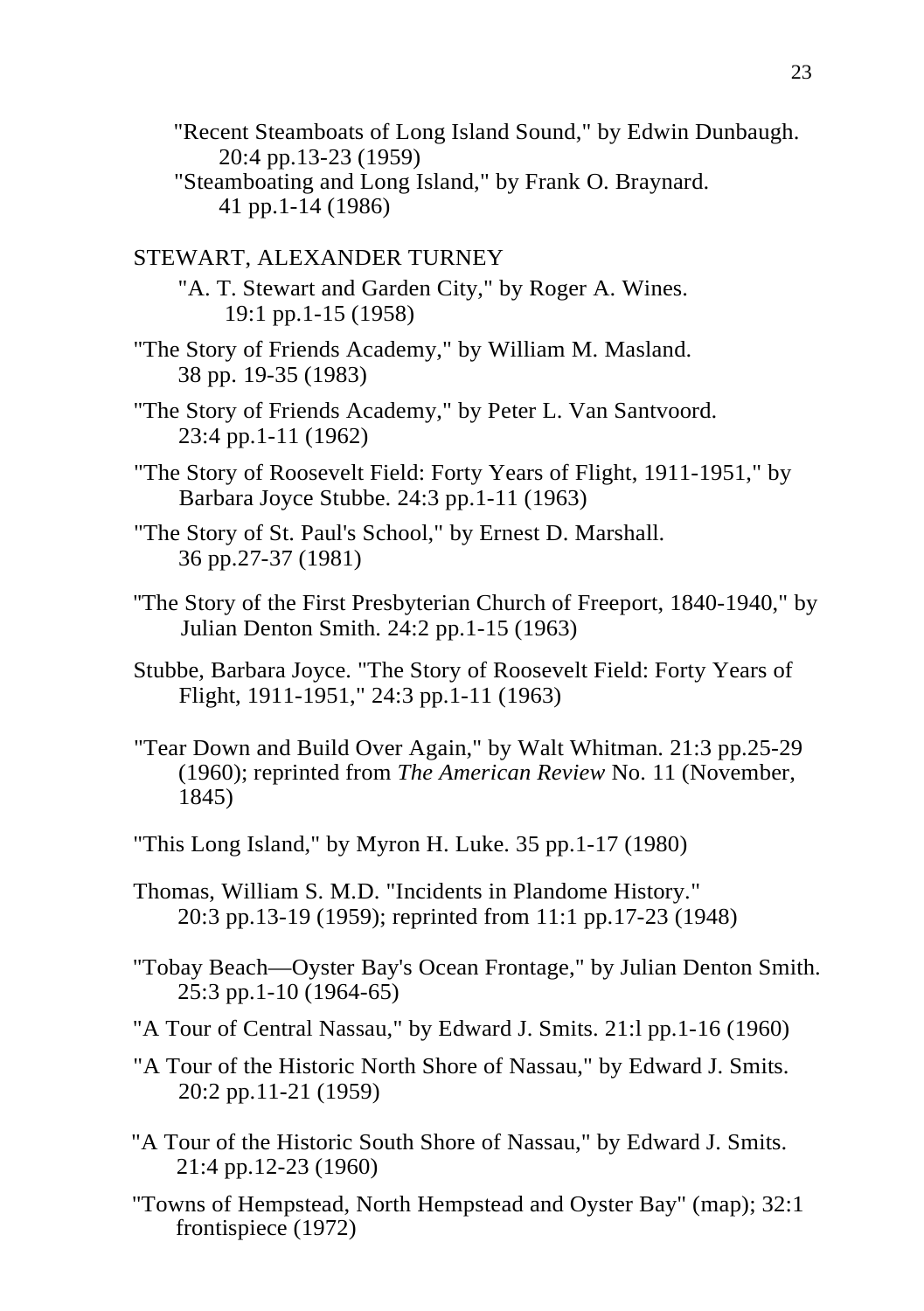"Recent Steamboats of Long Island Sound," by Edwin Dunbaugh. 20:4 pp.13-23 (1959)

"Steamboating and Long Island," by Frank O. Braynard. 41 pp.1-14 (1986)

STEWART, ALEXANDER TURNEY

"A. T. Stewart and Garden City," by Roger A. Wines. 19:1 pp.1-15 (1958)

"The Story of Friends Academy," by William M. Masland. 38 pp. 19-35 (1983)

"The Story of Friends Academy," by Peter L. Van Santvoord. 23:4 pp.1-11 (1962)

"The Story of Roosevelt Field: Forty Years of Flight, 1911-1951," by Barbara Joyce Stubbe. 24:3 pp.1-11 (1963)

"The Story of St. Paul's School," by Ernest D. Marshall. 36 pp.27-37 (1981)

"The Story of the First Presbyterian Church of Freeport, 1840-1940," by Julian Denton Smith. 24:2 pp.1-15 (1963)

Stubbe, Barbara Joyce. "The Story of Roosevelt Field: Forty Years of Flight, 1911-1951," 24:3 pp.1-11 (1963)

"Tear Down and Build Over Again," by Walt Whitman. 21:3 pp.25-29 (1960); reprinted from *The American Review* No. 11 (November, 1845)

"This Long Island," by Myron H. Luke. 35 pp.1-17 (1980)

Thomas, William S. M.D. "Incidents in Plandome History." 20:3 pp.13-19 (1959); reprinted from 11:1 pp.17-23 (1948)

"Tobay Beach—Oyster Bay's Ocean Frontage," by Julian Denton Smith. 25:3 pp.1-10 (1964-65)

"A Tour of Central Nassau," by Edward J. Smits. 21:l pp.1-16 (1960)

"A Tour of the Historic North Shore of Nassau," by Edward J. Smits. 20:2 pp.11-21 (1959)

"A Tour of the Historic South Shore of Nassau," by Edward J. Smits. 21:4 pp.12-23 (1960)

"Towns of Hempstead, North Hempstead and Oyster Bay" (map); 32:1 frontispiece (1972)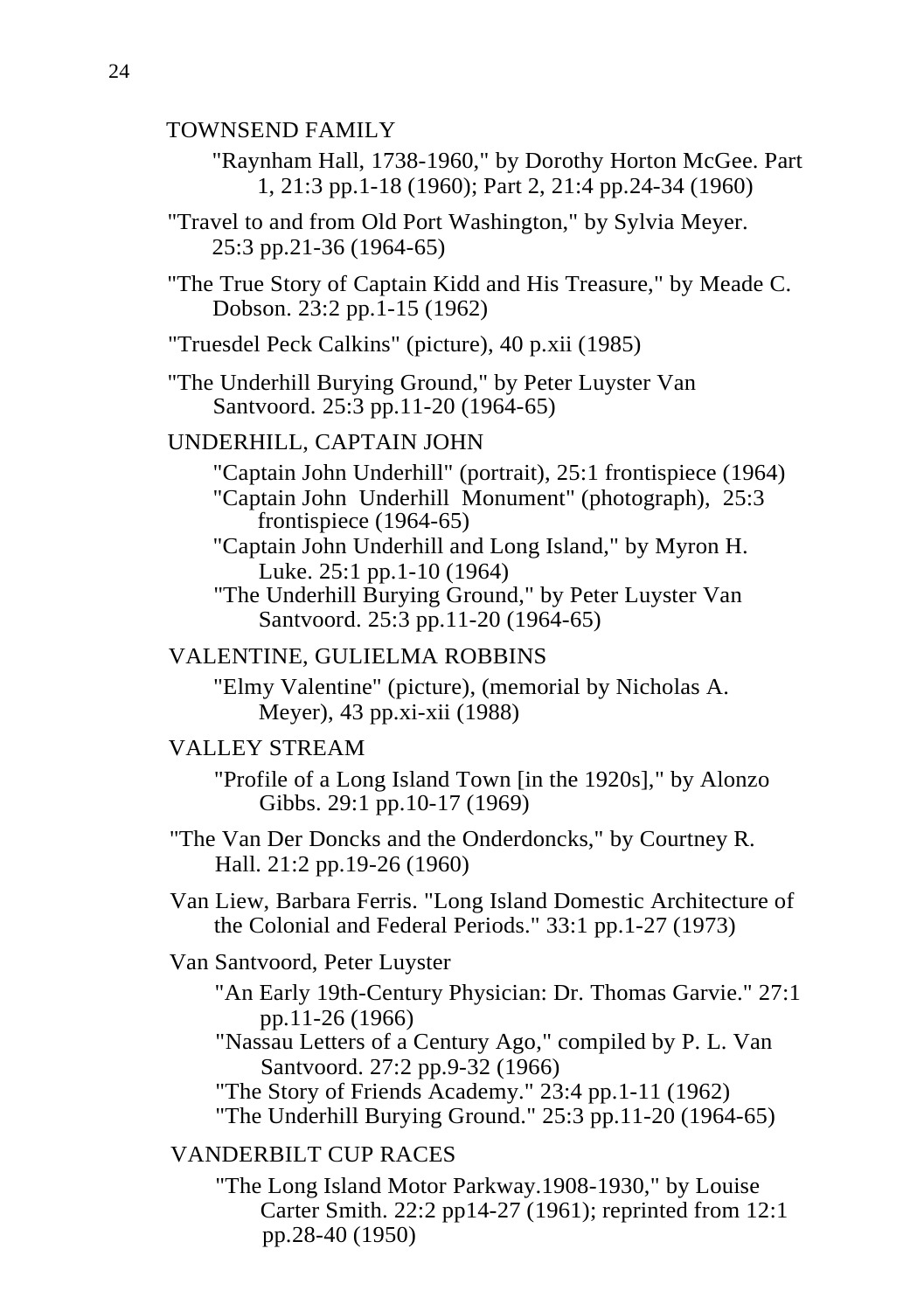TOWNSEND FAMILY

"Raynham Hall, 1738-1960," by Dorothy Horton McGee. Part 1, 21:3 pp.1-18 (1960); Part 2, 21:4 pp.24-34 (1960)

"Travel to and from Old Port Washington," by Sylvia Meyer. 25:3 pp.21-36 (1964-65)

"The True Story of Captain Kidd and His Treasure," by Meade C. Dobson. 23:2 pp.1-15 (1962)

"Truesdel Peck Calkins" (picture), 40 p.xii (1985)

"The Underhill Burying Ground," by Peter Luyster Van Santvoord. 25:3 pp.11-20 (1964-65)

UNDERHILL, CAPTAIN JOHN

"Captain John Underhill" (portrait), 25:1 frontispiece (1964)
"Captain John Underhill Monument" (photograph), 25:3 frontispiece (1964-65)
"Captain John Underhill and Long Island," by Myron H. Luke. 25:1 pp.1-10 (1964)
"The Underhill Burying Ground," by Peter Luyster Van Santvoord. 25:3 pp.11-20 (1964-65)

VALENTINE, GULIELMA ROBBINS

"Elmy Valentine" (picture), (memorial by Nicholas A. Meyer), 43 pp.xi-xii (1988)

VALLEY STREAM

"Profile of a Long Island Town [in the 1920s]," by Alonzo Gibbs. 29:1 pp.10-17 (1969)

"The Van Der Doncks and the Onderdoncks," by Courtney R. Hall. 21:2 pp.19-26 (1960)

Van Liew, Barbara Ferris. "Long Island Domestic Architecture of the Colonial and Federal Periods." 33:1 pp.1-27 (1973)

Van Santvoord, Peter Luyster

"An Early 19th-Century Physician: Dr. Thomas Garvie." 27:1 pp.11-26 (1966)
"Nassau Letters of a Century Ago," compiled by P. L. Van Santvoord. 27:2 pp.9-32 (1966)
"The Story of Friends Academy." 23:4 pp.1-11 (1962)
"The Underhill Burying Ground." 25:3 pp.11-20 (1964-65)

VANDERBILT CUP RACES

"The Long Island Motor Parkway.1908-1930," by Louise Carter Smith. 22:2 pp14-27 (1961); reprinted from 12:1 pp.28-40 (1950)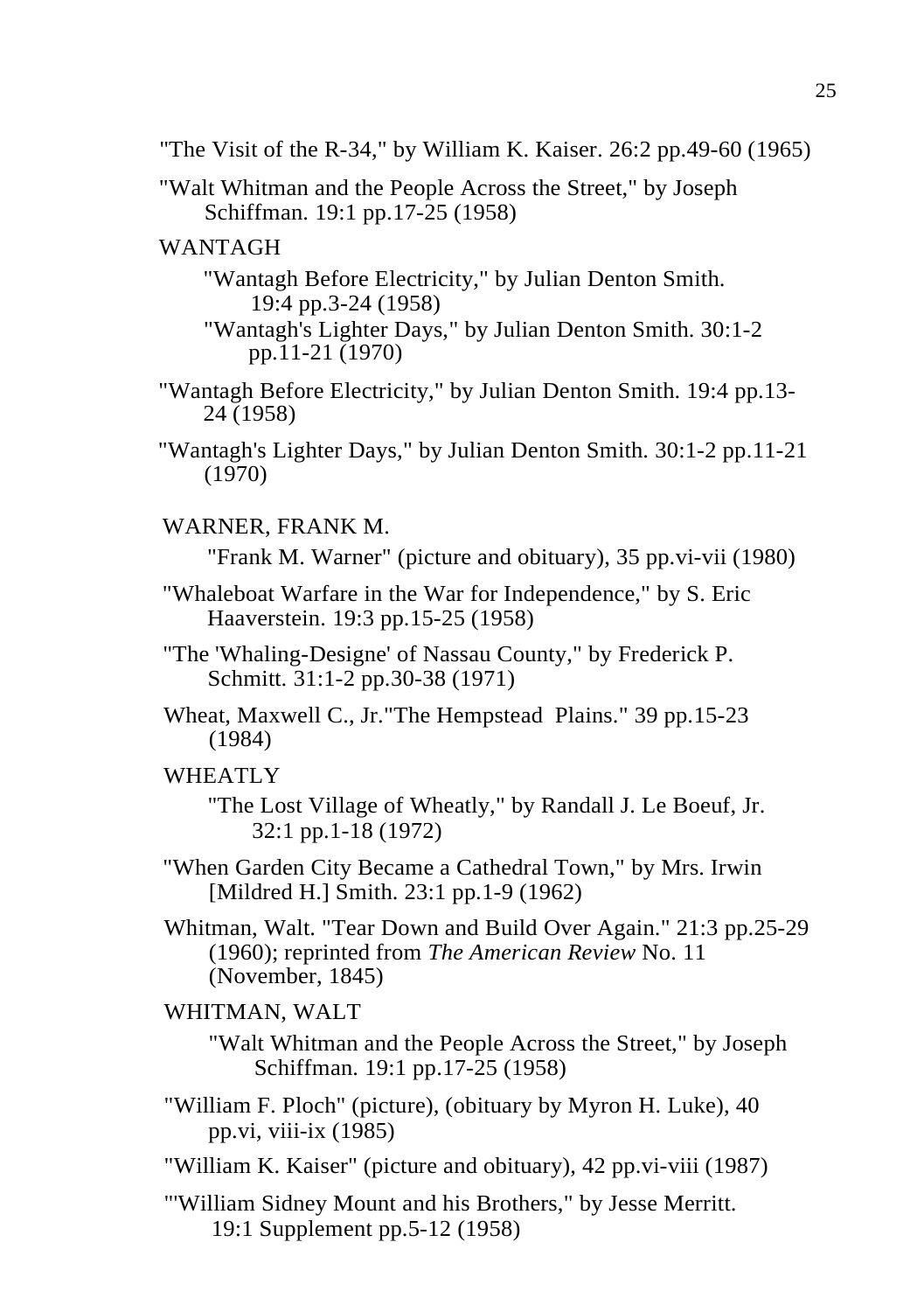"The Visit of the R-34," by William K. Kaiser. 26:2 pp.49-60 (1965)

"Walt Whitman and the People Across the Street," by Joseph Schiffman. 19:1 pp.17-25 (1958)

WANTAGH

"Wantagh Before Electricity," by Julian Denton Smith. 19:4 pp.3-24 (1958)

"Wantagh's Lighter Days," by Julian Denton Smith. 30:1-2 pp.11-21 (1970)

"Wantagh Before Electricity," by Julian Denton Smith. 19:4 pp.13-24 (1958)

"Wantagh's Lighter Days," by Julian Denton Smith. 30:1-2 pp.11-21 (1970)

WARNER, FRANK M.

"Frank M. Warner" (picture and obituary), 35 pp.vi-vii (1980)

"Whaleboat Warfare in the War for Independence," by S. Eric Haaverstein. 19:3 pp.15-25 (1958)

"The 'Whaling-Designe' of Nassau County," by Frederick P. Schmitt. 31:1-2 pp.30-38 (1971)

Wheat, Maxwell C., Jr."The Hempstead Plains." 39 pp.15-23 (1984)

WHEATLY

"The Lost Village of Wheatly," by Randall J. Le Boeuf, Jr. 32:1 pp.1-18 (1972)

"When Garden City Became a Cathedral Town," by Mrs. Irwin [Mildred H.] Smith. 23:1 pp.1-9 (1962)

Whitman, Walt. "Tear Down and Build Over Again." 21:3 pp.25-29 (1960); reprinted from *The American Review* No. 11 (November, 1845)

WHITMAN, WALT

"Walt Whitman and the People Across the Street," by Joseph Schiffman. 19:1 pp.17-25 (1958)

"William F. Ploch" (picture), (obituary by Myron H. Luke), 40 pp.vi, viii-ix (1985)

"William K. Kaiser" (picture and obituary), 42 pp.vi-viii (1987)

"'William Sidney Mount and his Brothers," by Jesse Merritt. 19:1 Supplement pp.5-12 (1958)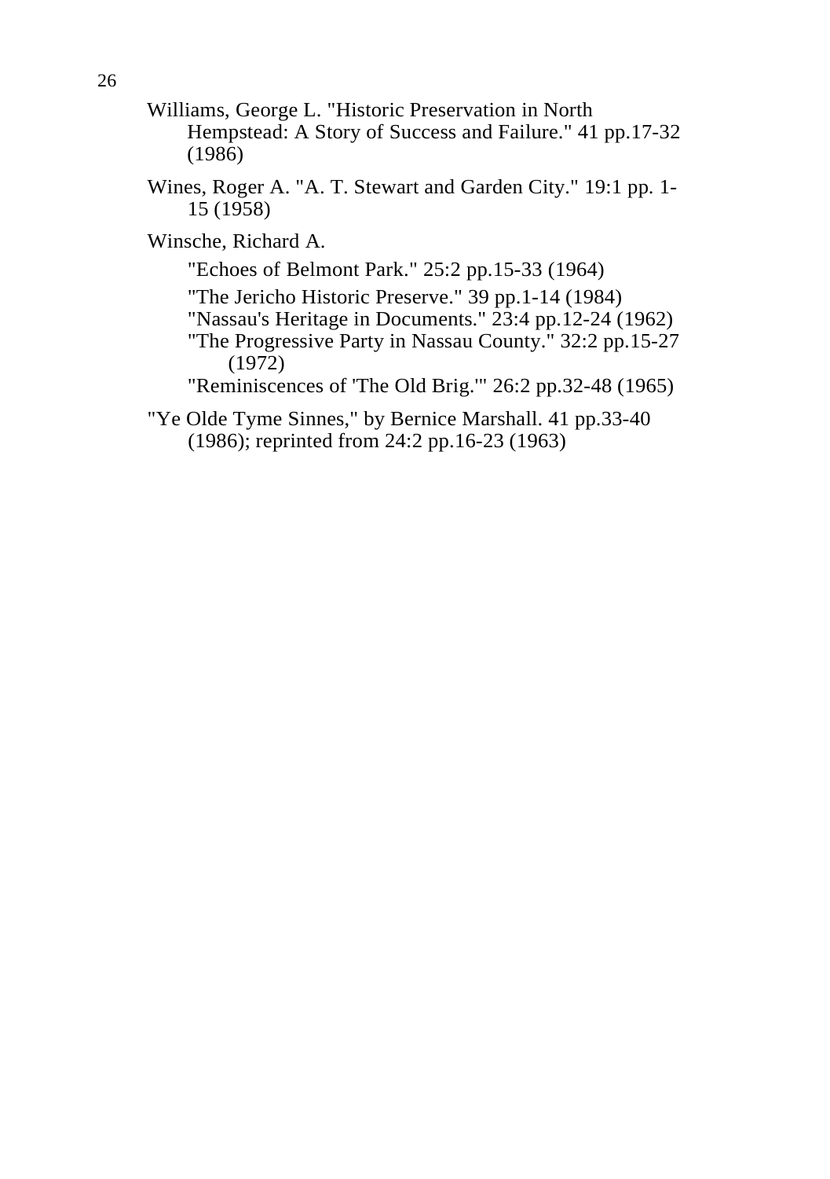Williams, George L. "Historic Preservation in North Hempstead: A Story of Success and Failure." 41 pp.17-32 (1986)

Wines, Roger A. "A. T. Stewart and Garden City." 19:1 pp. 1-15 (1958)

Winsche, Richard A.

"Echoes of Belmont Park." 25:2 pp.15-33 (1964)

"The Jericho Historic Preserve." 39 pp.1-14 (1984)
"Nassau's Heritage in Documents." 23:4 pp.12-24 (1962)
"The Progressive Party in Nassau County." 32:2 pp.15-27 (1972)
"Reminiscences of 'The Old Brig.'" 26:2 pp.32-48 (1965)

"Ye Olde Tyme Sinnes," by Bernice Marshall. 41 pp.33-40 (1986); reprinted from 24:2 pp.16-23 (1963)